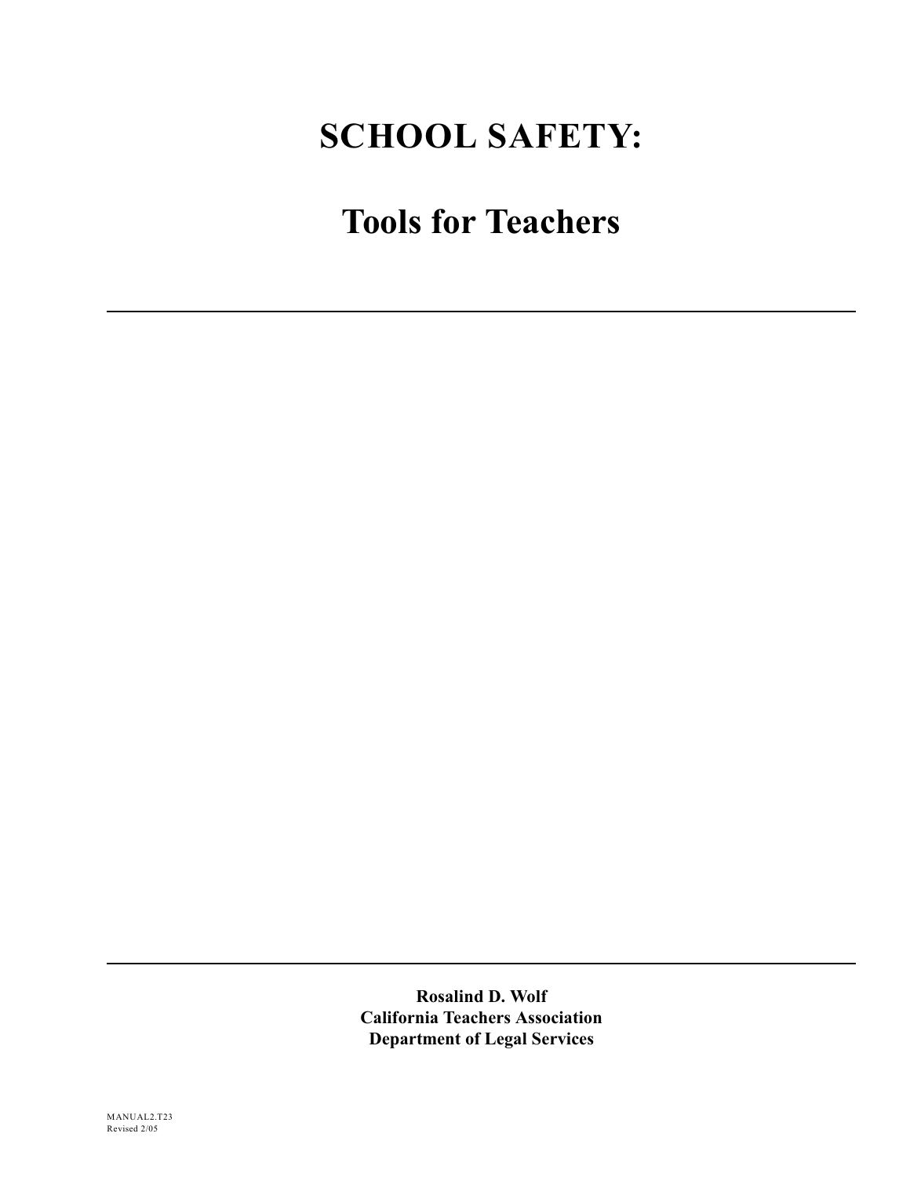# SCHOOL SAFETY:

## Tools for Teachers

---

---

**Rosalind D. Wolf**
**California Teachers Association**
**Department of Legal Services**

MANUAL2.T23
Revised 2/05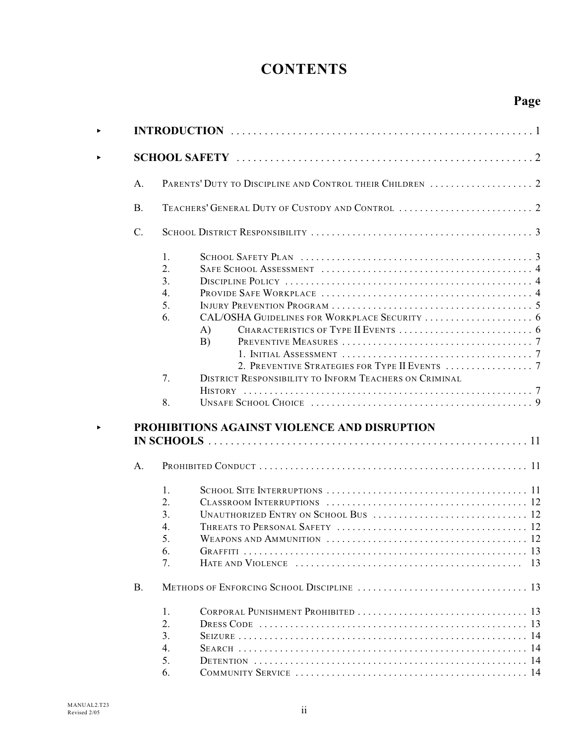# CONTENTS

**Page**

- **INTRODUCTION** ..... 1

- **SCHOOL SAFETY** ..... 2

  A. Parents' Duty to Discipline and Control their Children ..... 2

  B. Teachers' General Duty of Custody and Control ..... 2

  C. School District Responsibility ..... 3

  1. School Safety Plan ..... 3
  2. Safe School Assessment ..... 4
  3. Discipline Policy ..... 4
  4. Provide Safe Workplace ..... 4
  5. Injury Prevention Program ..... 5
  6. CAL/OSHA Guidelines for Workplace Security ..... 6
     - A) Characteristics of Type II Events ..... 6
     - B) Preventive Measures ..... 7
       1. Initial Assessment ..... 7
       2. Preventive Strategies for Type II Events ..... 7
  7. District Responsibility to Inform Teachers on Criminal History ..... 7
  8. Unsafe School Choice ..... 9

- **PROHIBITIONS AGAINST VIOLENCE AND DISRUPTION IN SCHOOLS** ..... 11

  A. Prohibited Conduct ..... 11

  1. School Site Interruptions ..... 11
  2. Classroom Interruptions ..... 12
  3. Unauthorized Entry on School Bus ..... 12
  4. Threats to Personal Safety ..... 12
  5. Weapons and Ammunition ..... 12
  6. Graffiti ..... 13
  7. Hate and Violence ..... 13

  B. Methods of Enforcing School Discipline ..... 13

  1. Corporal Punishment Prohibited ..... 13
  2. Dress Code ..... 13
  3. Seizure ..... 14
  4. Search ..... 14
  5. Detention ..... 14
  6. Community Service ..... 14

MANUAL2.T23
Revised 2/05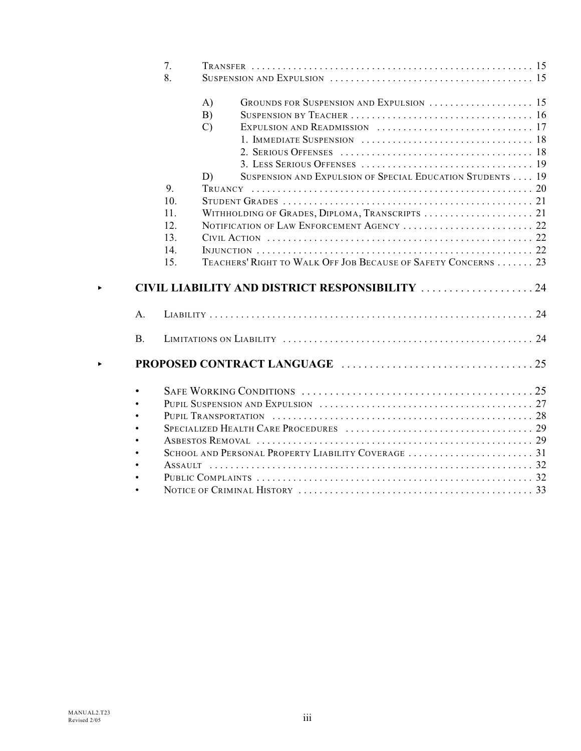7. Transfer . . . . . . . . . . . . . . . . . . . . . . . . . . . . . . . . . . . . . . . . . . . . . . . . . . . . 15
8. Suspension and Expulsion . . . . . . . . . . . . . . . . . . . . . . . . . . . . . . . . . . . . . . . 15
   - A) Grounds for Suspension and Expulsion . . . . . . . . . . . . . . . . . . . . 15
   - B) Suspension by Teacher . . . . . . . . . . . . . . . . . . . . . . . . . . . . . . . . . . . 16
   - C) Expulsion and Readmission . . . . . . . . . . . . . . . . . . . . . . . . . . . . . 17
     - 1. Immediate Suspension . . . . . . . . . . . . . . . . . . . . . . . . . . . . . . . . 18
     - 2. Serious Offenses . . . . . . . . . . . . . . . . . . . . . . . . . . . . . . . . . . . . 18
     - 3. Less Serious Offenses . . . . . . . . . . . . . . . . . . . . . . . . . . . . . . . . 19
   - D) Suspension and Expulsion of Special Education Students . . . . 19
9. Truancy . . . . . . . . . . . . . . . . . . . . . . . . . . . . . . . . . . . . . . . . . . . . . . . . . . . . . 20
10. Student Grades . . . . . . . . . . . . . . . . . . . . . . . . . . . . . . . . . . . . . . . . . . . . . . . . 21
11. Withholding of Grades, Diploma, Transcripts . . . . . . . . . . . . . . . . . . . . . 21
12. Notification of Law Enforcement Agency . . . . . . . . . . . . . . . . . . . . . . . . . 22
13. Civil Action . . . . . . . . . . . . . . . . . . . . . . . . . . . . . . . . . . . . . . . . . . . . . . . . . . 22
14. Injunction . . . . . . . . . . . . . . . . . . . . . . . . . . . . . . . . . . . . . . . . . . . . . . . . . . . . 22
15. Teachers' Right to Walk Off Job Because of Safety Concerns . . . . . . . 23

**CIVIL LIABILITY AND DISTRICT RESPONSIBILITY . . . . . . . . . . . . . . . . . . . . 24**

A. Liability . . . . . . . . . . . . . . . . . . . . . . . . . . . . . . . . . . . . . . . . . . . . . . . . . . . . . . . . . . 24

B. Limitations on Liability . . . . . . . . . . . . . . . . . . . . . . . . . . . . . . . . . . . . . . . . . . . . . 24

**PROPOSED CONTRACT LANGUAGE . . . . . . . . . . . . . . . . . . . . . . . . . . . . . . . . . . 25**

- Safe Working Conditions . . . . . . . . . . . . . . . . . . . . . . . . . . . . . . . . . . . . . . . . . . 25
- Pupil Suspension and Expulsion . . . . . . . . . . . . . . . . . . . . . . . . . . . . . . . . . . . . 27
- Pupil Transportation . . . . . . . . . . . . . . . . . . . . . . . . . . . . . . . . . . . . . . . . . . . . . . 28
- Specialized Health Care Procedures . . . . . . . . . . . . . . . . . . . . . . . . . . . . . . . . . 29
- Asbestos Removal . . . . . . . . . . . . . . . . . . . . . . . . . . . . . . . . . . . . . . . . . . . . . . . . 29
- School and Personal Property Liability Coverage . . . . . . . . . . . . . . . . . . . . . . 31
- Assault . . . . . . . . . . . . . . . . . . . . . . . . . . . . . . . . . . . . . . . . . . . . . . . . . . . . . . . . . . 32
- Public Complaints . . . . . . . . . . . . . . . . . . . . . . . . . . . . . . . . . . . . . . . . . . . . . . . . . 32
- Notice of Criminal History . . . . . . . . . . . . . . . . . . . . . . . . . . . . . . . . . . . . . . . . . . 33

MANUAL2.T23
Revised 2/05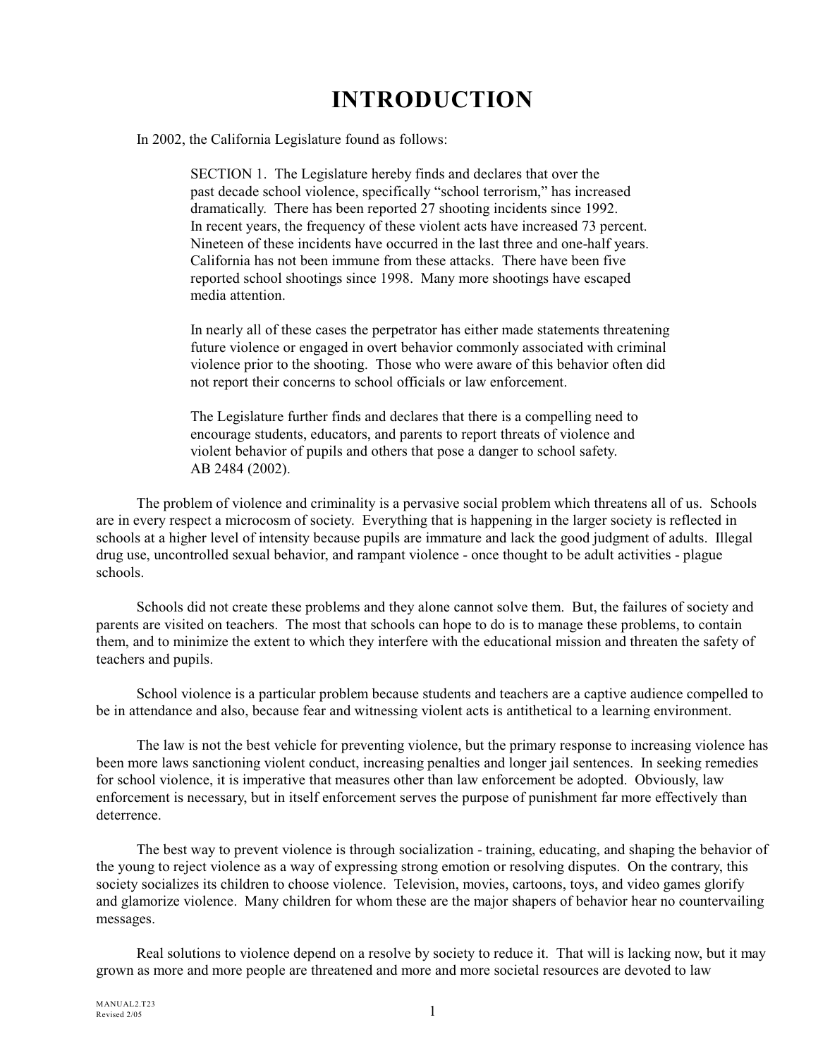# INTRODUCTION

In 2002, the California Legislature found as follows:

> SECTION 1. The Legislature hereby finds and declares that over the past decade school violence, specifically "school terrorism," has increased dramatically. There has been reported 27 shooting incidents since 1992. In recent years, the frequency of these violent acts have increased 73 percent. Nineteen of these incidents have occurred in the last three and one-half years. California has not been immune from these attacks. There have been five reported school shootings since 1998. Many more shootings have escaped media attention.
>
> In nearly all of these cases the perpetrator has either made statements threatening future violence or engaged in overt behavior commonly associated with criminal violence prior to the shooting. Those who were aware of this behavior often did not report their concerns to school officials or law enforcement.
>
> The Legislature further finds and declares that there is a compelling need to encourage students, educators, and parents to report threats of violence and violent behavior of pupils and others that pose a danger to school safety. AB 2484 (2002).

The problem of violence and criminality is a pervasive social problem which threatens all of us. Schools are in every respect a microcosm of society. Everything that is happening in the larger society is reflected in schools at a higher level of intensity because pupils are immature and lack the good judgment of adults. Illegal drug use, uncontrolled sexual behavior, and rampant violence - once thought to be adult activities - plague schools.

Schools did not create these problems and they alone cannot solve them. But, the failures of society and parents are visited on teachers. The most that schools can hope to do is to manage these problems, to contain them, and to minimize the extent to which they interfere with the educational mission and threaten the safety of teachers and pupils.

School violence is a particular problem because students and teachers are a captive audience compelled to be in attendance and also, because fear and witnessing violent acts is antithetical to a learning environment.

The law is not the best vehicle for preventing violence, but the primary response to increasing violence has been more laws sanctioning violent conduct, increasing penalties and longer jail sentences. In seeking remedies for school violence, it is imperative that measures other than law enforcement be adopted. Obviously, law enforcement is necessary, but in itself enforcement serves the purpose of punishment far more effectively than deterrence.

The best way to prevent violence is through socialization - training, educating, and shaping the behavior of the young to reject violence as a way of expressing strong emotion or resolving disputes. On the contrary, this society socializes its children to choose violence. Television, movies, cartoons, toys, and video games glorify and glamorize violence. Many children for whom these are the major shapers of behavior hear no countervailing messages.

Real solutions to violence depend on a resolve by society to reduce it. That will is lacking now, but it may grown as more and more people are threatened and more and more societal resources are devoted to law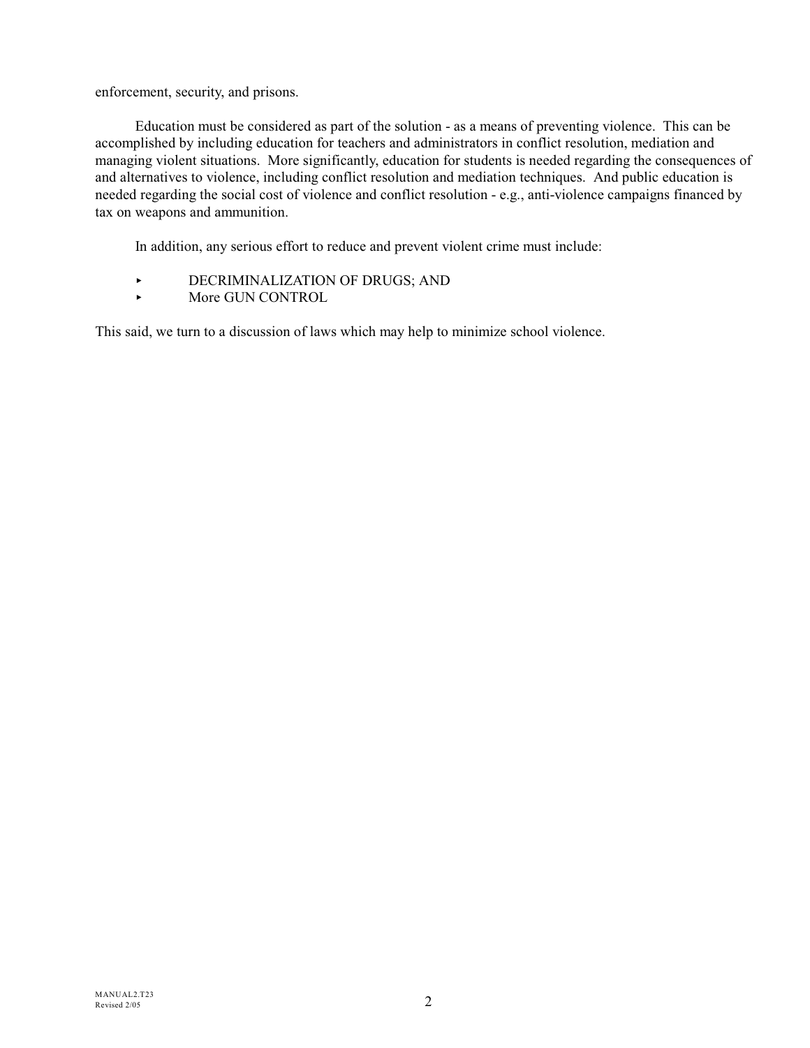enforcement, security, and prisons.

Education must be considered as part of the solution - as a means of preventing violence. This can be accomplished by including education for teachers and administrators in conflict resolution, mediation and managing violent situations. More significantly, education for students is needed regarding the consequences of and alternatives to violence, including conflict resolution and mediation techniques. And public education is needed regarding the social cost of violence and conflict resolution - e.g., anti-violence campaigns financed by tax on weapons and ammunition.

In addition, any serious effort to reduce and prevent violent crime must include:

- DECRIMINALIZATION OF DRUGS; AND
- More GUN CONTROL

This said, we turn to a discussion of laws which may help to minimize school violence.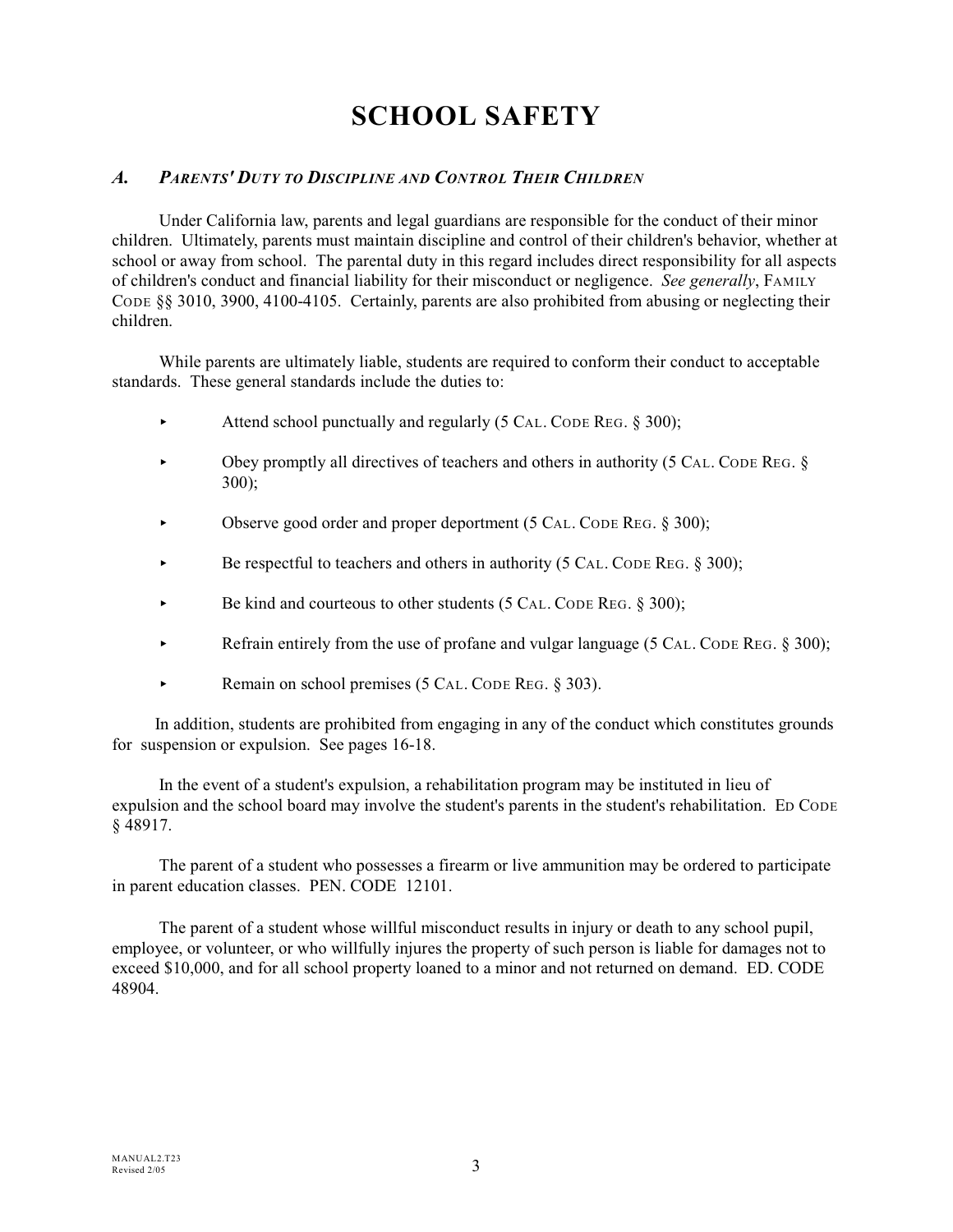# SCHOOL SAFETY

## *A. Parents' Duty to Discipline and Control Their Children*

Under California law, parents and legal guardians are responsible for the conduct of their minor children. Ultimately, parents must maintain discipline and control of their children's behavior, whether at school or away from school. The parental duty in this regard includes direct responsibility for all aspects of children's conduct and financial liability for their misconduct or negligence. *See generally*, FAMILY CODE §§ 3010, 3900, 4100-4105. Certainly, parents are also prohibited from abusing or neglecting their children.

While parents are ultimately liable, students are required to conform their conduct to acceptable standards. These general standards include the duties to:

- Attend school punctually and regularly (5 CAL. CODE REG. § 300);
- Obey promptly all directives of teachers and others in authority (5 CAL. CODE REG. § 300);
- Observe good order and proper deportment (5 CAL. CODE REG. § 300);
- Be respectful to teachers and others in authority (5 CAL. CODE REG. § 300);
- Be kind and courteous to other students (5 CAL. CODE REG. § 300);
- Refrain entirely from the use of profane and vulgar language (5 CAL. CODE REG. § 300);
- Remain on school premises (5 CAL. CODE REG. § 303).

In addition, students are prohibited from engaging in any of the conduct which constitutes grounds for suspension or expulsion. See pages 16-18.

In the event of a student's expulsion, a rehabilitation program may be instituted in lieu of expulsion and the school board may involve the student's parents in the student's rehabilitation. ED CODE § 48917.

The parent of a student who possesses a firearm or live ammunition may be ordered to participate in parent education classes. PEN. CODE 12101.

The parent of a student whose willful misconduct results in injury or death to any school pupil, employee, or volunteer, or who willfully injures the property of such person is liable for damages not to exceed $10,000, and for all school property loaned to a minor and not returned on demand. ED. CODE 48904.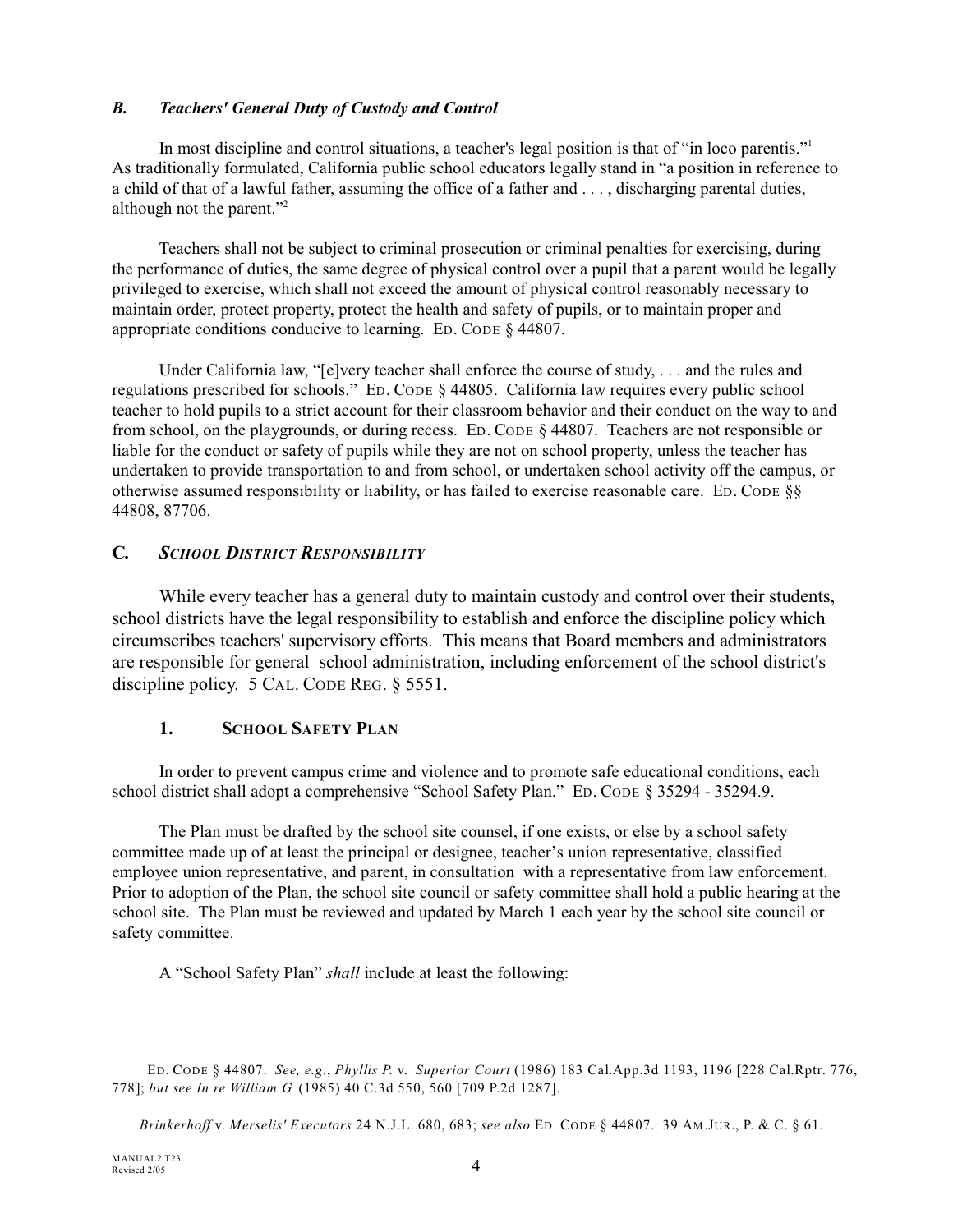### *B. Teachers' General Duty of Custody and Control*

In most discipline and control situations, a teacher's legal position is that of "in loco parentis."[1] As traditionally formulated, California public school educators legally stand in "a position in reference to a child of that of a lawful father, assuming the office of a father and . . . , discharging parental duties, although not the parent."[2]

Teachers shall not be subject to criminal prosecution or criminal penalties for exercising, during the performance of duties, the same degree of physical control over a pupil that a parent would be legally privileged to exercise, which shall not exceed the amount of physical control reasonably necessary to maintain order, protect property, protect the health and safety of pupils, or to maintain proper and appropriate conditions conducive to learning. ED. CODE § 44807.

Under California law, "[e]very teacher shall enforce the course of study, . . . and the rules and regulations prescribed for schools." ED. CODE § 44805. California law requires every public school teacher to hold pupils to a strict account for their classroom behavior and their conduct on the way to and from school, on the playgrounds, or during recess. ED. CODE § 44807. Teachers are not responsible or liable for the conduct or safety of pupils while they are not on school property, unless the teacher has undertaken to provide transportation to and from school, or undertaken school activity off the campus, or otherwise assumed responsibility or liability, or has failed to exercise reasonable care. ED. CODE §§ 44808, 87706.

### C. *SCHOOL DISTRICT RESPONSIBILITY*

While every teacher has a general duty to maintain custody and control over their students, school districts have the legal responsibility to establish and enforce the discipline policy which circumscribes teachers' supervisory efforts. This means that Board members and administrators are responsible for general school administration, including enforcement of the school district's discipline policy. 5 CAL. CODE REG. § 5551.

#### 1. SCHOOL SAFETY PLAN

In order to prevent campus crime and violence and to promote safe educational conditions, each school district shall adopt a comprehensive "School Safety Plan." ED. CODE § 35294 - 35294.9.

The Plan must be drafted by the school site counsel, if one exists, or else by a school safety committee made up of at least the principal or designee, teacher's union representative, classified employee union representative, and parent, in consultation with a representative from law enforcement. Prior to adoption of the Plan, the school site council or safety committee shall hold a public hearing at the school site. The Plan must be reviewed and updated by March 1 each year by the school site council or safety committee.

A "School Safety Plan" *shall* include at least the following:

---

[1] ED. CODE § 44807. *See, e.g.*, *Phyllis P.* v. *Superior Court* (1986) 183 Cal.App.3d 1193, 1196 [228 Cal.Rptr. 776, 778]; *but see In re William G.* (1985) 40 C.3d 550, 560 [709 P.2d 1287].

[2] *Brinkerhoff* v. *Merselis' Executors* 24 N.J.L. 680, 683; *see also* ED. CODE § 44807. 39 AM.JUR., P. & C. § 61.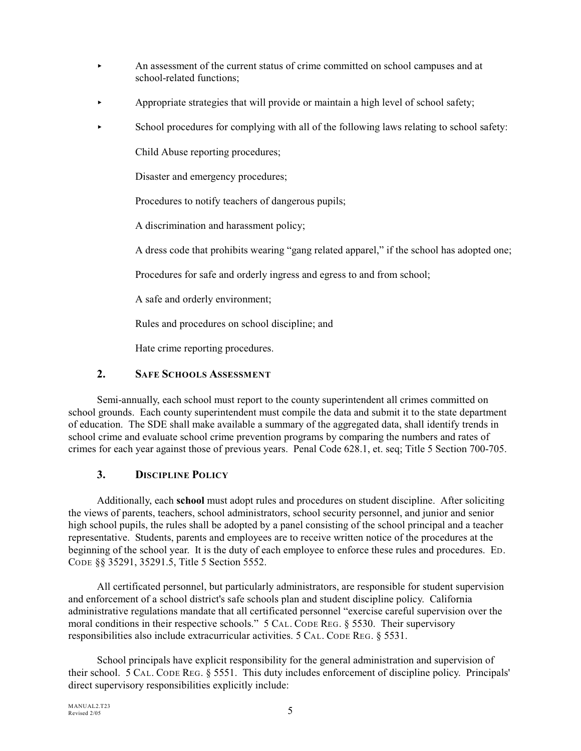- An assessment of the current status of crime committed on school campuses and at school-related functions;
- Appropriate strategies that will provide or maintain a high level of school safety;
- School procedures for complying with all of the following laws relating to school safety:

  Child Abuse reporting procedures;

  Disaster and emergency procedures;

  Procedures to notify teachers of dangerous pupils;

  A discrimination and harassment policy;

  A dress code that prohibits wearing "gang related apparel," if the school has adopted one;

  Procedures for safe and orderly ingress and egress to and from school;

  A safe and orderly environment;

  Rules and procedures on school discipline; and

  Hate crime reporting procedures.

### 2. Safe Schools Assessment

Semi-annually, each school must report to the county superintendent all crimes committed on school grounds. Each county superintendent must compile the data and submit it to the state department of education. The SDE shall make available a summary of the aggregated data, shall identify trends in school crime and evaluate school crime prevention programs by comparing the numbers and rates of crimes for each year against those of previous years. Penal Code 628.1, et. seq; Title 5 Section 700-705.

### 3. Discipline Policy

Additionally, each **school** must adopt rules and procedures on student discipline. After soliciting the views of parents, teachers, school administrators, school security personnel, and junior and senior high school pupils, the rules shall be adopted by a panel consisting of the school principal and a teacher representative. Students, parents and employees are to receive written notice of the procedures at the beginning of the school year. It is the duty of each employee to enforce these rules and procedures. Ed. Code §§ 35291, 35291.5, Title 5 Section 5552.

All certificated personnel, but particularly administrators, are responsible for student supervision and enforcement of a school district's safe schools plan and student discipline policy. California administrative regulations mandate that all certificated personnel "exercise careful supervision over the moral conditions in their respective schools." 5 Cal. Code Reg. § 5530. Their supervisory responsibilities also include extracurricular activities. 5 Cal. Code Reg. § 5531.

School principals have explicit responsibility for the general administration and supervision of their school. 5 Cal. Code Reg. § 5551. This duty includes enforcement of discipline policy. Principals' direct supervisory responsibilities explicitly include: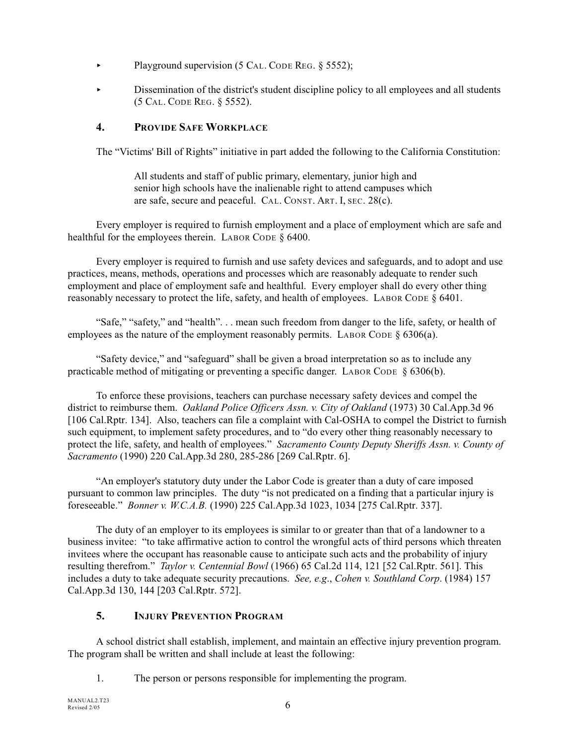- Playground supervision (5 CAL. CODE REG. § 5552);
- Dissemination of the district's student discipline policy to all employees and all students (5 CAL. CODE REG. § 5552).

### 4. PROVIDE SAFE WORKPLACE

The "Victims' Bill of Rights" initiative in part added the following to the California Constitution:

> All students and staff of public primary, elementary, junior high and senior high schools have the inalienable right to attend campuses which are safe, secure and peaceful. CAL. CONST. ART. I, SEC. 28(c).

Every employer is required to furnish employment and a place of employment which are safe and healthful for the employees therein. LABOR CODE § 6400.

Every employer is required to furnish and use safety devices and safeguards, and to adopt and use practices, means, methods, operations and processes which are reasonably adequate to render such employment and place of employment safe and healthful. Every employer shall do every other thing reasonably necessary to protect the life, safety, and health of employees. LABOR CODE § 6401.

"Safe," "safety," and "health". . . mean such freedom from danger to the life, safety, or health of employees as the nature of the employment reasonably permits. LABOR CODE § 6306(a).

"Safety device," and "safeguard" shall be given a broad interpretation so as to include any practicable method of mitigating or preventing a specific danger. LABOR CODE § 6306(b).

To enforce these provisions, teachers can purchase necessary safety devices and compel the district to reimburse them. *Oakland Police Officers Assn. v. City of Oakland* (1973) 30 Cal.App.3d 96 [106 Cal.Rptr. 134]. Also, teachers can file a complaint with Cal-OSHA to compel the District to furnish such equipment, to implement safety procedures, and to "do every other thing reasonably necessary to protect the life, safety, and health of employees." *Sacramento County Deputy Sheriffs Assn. v. County of Sacramento* (1990) 220 Cal.App.3d 280, 285-286 [269 Cal.Rptr. 6].

"An employer's statutory duty under the Labor Code is greater than a duty of care imposed pursuant to common law principles. The duty "is not predicated on a finding that a particular injury is foreseeable." *Bonner v. W.C.A.B.* (1990) 225 Cal.App.3d 1023, 1034 [275 Cal.Rptr. 337].

The duty of an employer to its employees is similar to or greater than that of a landowner to a business invitee: "to take affirmative action to control the wrongful acts of third persons which threaten invitees where the occupant has reasonable cause to anticipate such acts and the probability of injury resulting therefrom." *Taylor v. Centennial Bowl* (1966) 65 Cal.2d 114, 121 [52 Cal.Rptr. 561]. This includes a duty to take adequate security precautions. *See, e.g*., *Cohen v. Southland Corp*. (1984) 157 Cal.App.3d 130, 144 [203 Cal.Rptr. 572].

### 5. INJURY PREVENTION PROGRAM

A school district shall establish, implement, and maintain an effective injury prevention program. The program shall be written and shall include at least the following:

1. The person or persons responsible for implementing the program.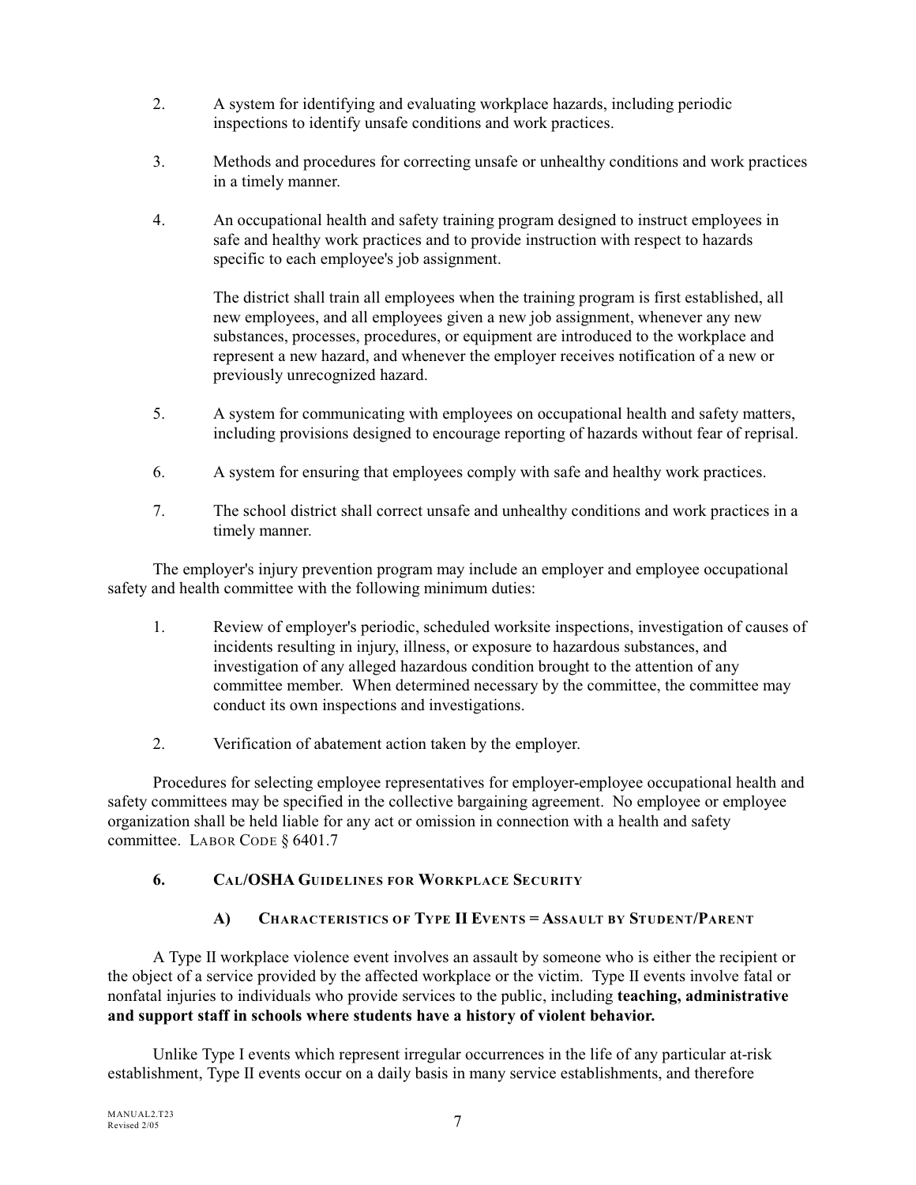2. A system for identifying and evaluating workplace hazards, including periodic inspections to identify unsafe conditions and work practices.

3. Methods and procedures for correcting unsafe or unhealthy conditions and work practices in a timely manner.

4. An occupational health and safety training program designed to instruct employees in safe and healthy work practices and to provide instruction with respect to hazards specific to each employee's job assignment.

   The district shall train all employees when the training program is first established, all new employees, and all employees given a new job assignment, whenever any new substances, processes, procedures, or equipment are introduced to the workplace and represent a new hazard, and whenever the employer receives notification of a new or previously unrecognized hazard.

5. A system for communicating with employees on occupational health and safety matters, including provisions designed to encourage reporting of hazards without fear of reprisal.

6. A system for ensuring that employees comply with safe and healthy work practices.

7. The school district shall correct unsafe and unhealthy conditions and work practices in a timely manner.

The employer's injury prevention program may include an employer and employee occupational safety and health committee with the following minimum duties:

1. Review of employer's periodic, scheduled worksite inspections, investigation of causes of incidents resulting in injury, illness, or exposure to hazardous substances, and investigation of any alleged hazardous condition brought to the attention of any committee member. When determined necessary by the committee, the committee may conduct its own inspections and investigations.

2. Verification of abatement action taken by the employer.

Procedures for selecting employee representatives for employer-employee occupational health and safety committees may be specified in the collective bargaining agreement. No employee or employee organization shall be held liable for any act or omission in connection with a health and safety committee. LABOR CODE § 6401.7

## 6. CAL/OSHA GUIDELINES FOR WORKPLACE SECURITY

### A) CHARACTERISTICS OF TYPE II EVENTS = ASSAULT BY STUDENT/PARENT

A Type II workplace violence event involves an assault by someone who is either the recipient or the object of a service provided by the affected workplace or the victim. Type II events involve fatal or nonfatal injuries to individuals who provide services to the public, including **teaching, administrative and support staff in schools where students have a history of violent behavior.**

Unlike Type I events which represent irregular occurrences in the life of any particular at-risk establishment, Type II events occur on a daily basis in many service establishments, and therefore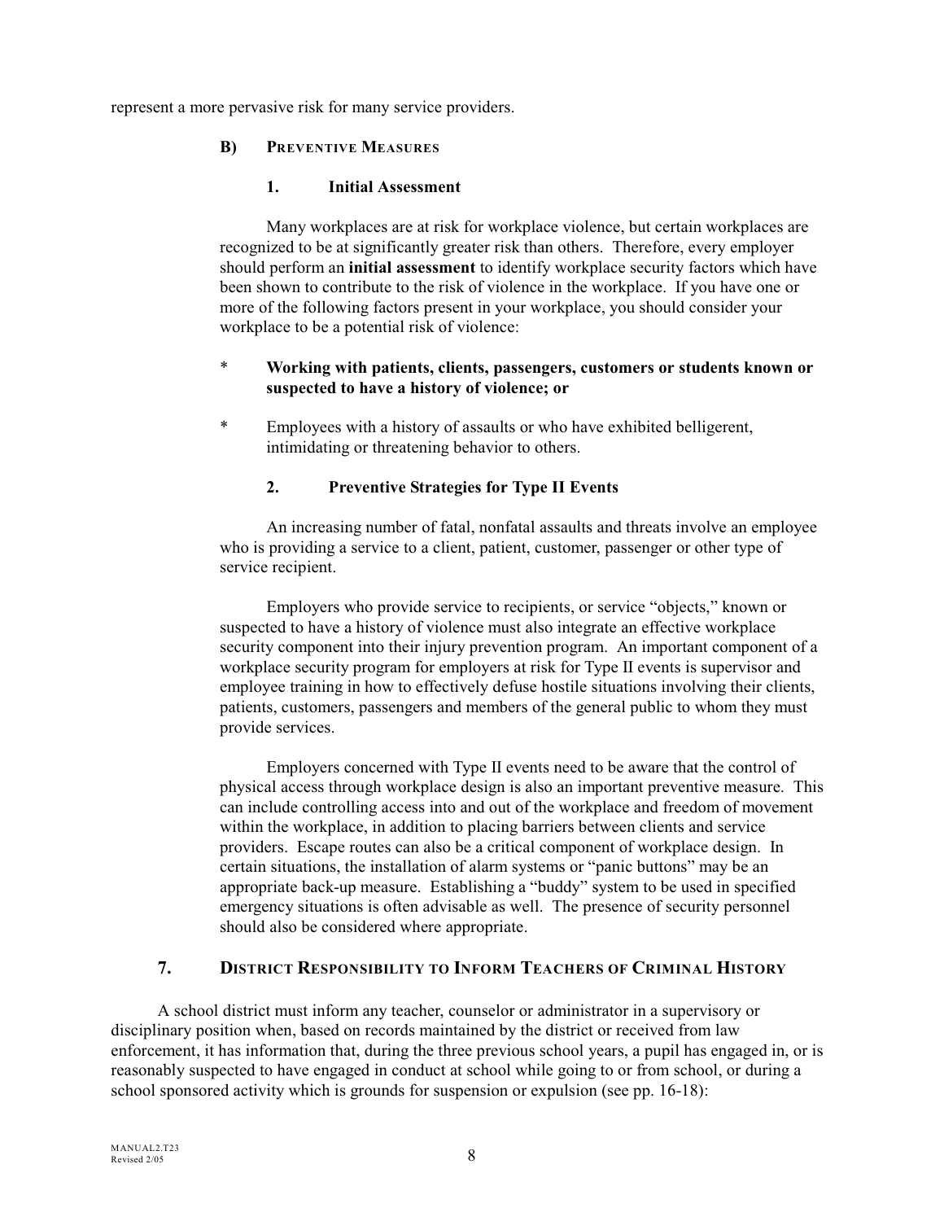represent a more pervasive risk for many service providers.

### B) Preventive Measures

#### 1. Initial Assessment

Many workplaces are at risk for workplace violence, but certain workplaces are recognized to be at significantly greater risk than others. Therefore, every employer should perform an **initial assessment** to identify workplace security factors which have been shown to contribute to the risk of violence in the workplace. If you have one or more of the following factors present in your workplace, you should consider your workplace to be a potential risk of violence:

* **Working with patients, clients, passengers, customers or students known or suspected to have a history of violence; or**
* Employees with a history of assaults or who have exhibited belligerent, intimidating or threatening behavior to others.

#### 2. Preventive Strategies for Type II Events

An increasing number of fatal, nonfatal assaults and threats involve an employee who is providing a service to a client, patient, customer, passenger or other type of service recipient.

Employers who provide service to recipients, or service "objects," known or suspected to have a history of violence must also integrate an effective workplace security component into their injury prevention program. An important component of a workplace security program for employers at risk for Type II events is supervisor and employee training in how to effectively defuse hostile situations involving their clients, patients, customers, passengers and members of the general public to whom they must provide services.

Employers concerned with Type II events need to be aware that the control of physical access through workplace design is also an important preventive measure. This can include controlling access into and out of the workplace and freedom of movement within the workplace, in addition to placing barriers between clients and service providers. Escape routes can also be a critical component of workplace design. In certain situations, the installation of alarm systems or "panic buttons" may be an appropriate back-up measure. Establishing a "buddy" system to be used in specified emergency situations is often advisable as well. The presence of security personnel should also be considered where appropriate.

## 7. District Responsibility to Inform Teachers of Criminal History

A school district must inform any teacher, counselor or administrator in a supervisory or disciplinary position when, based on records maintained by the district or received from law enforcement, it has information that, during the three previous school years, a pupil has engaged in, or is reasonably suspected to have engaged in conduct at school while going to or from school, or during a school sponsored activity which is grounds for suspension or expulsion (see pp. 16-18):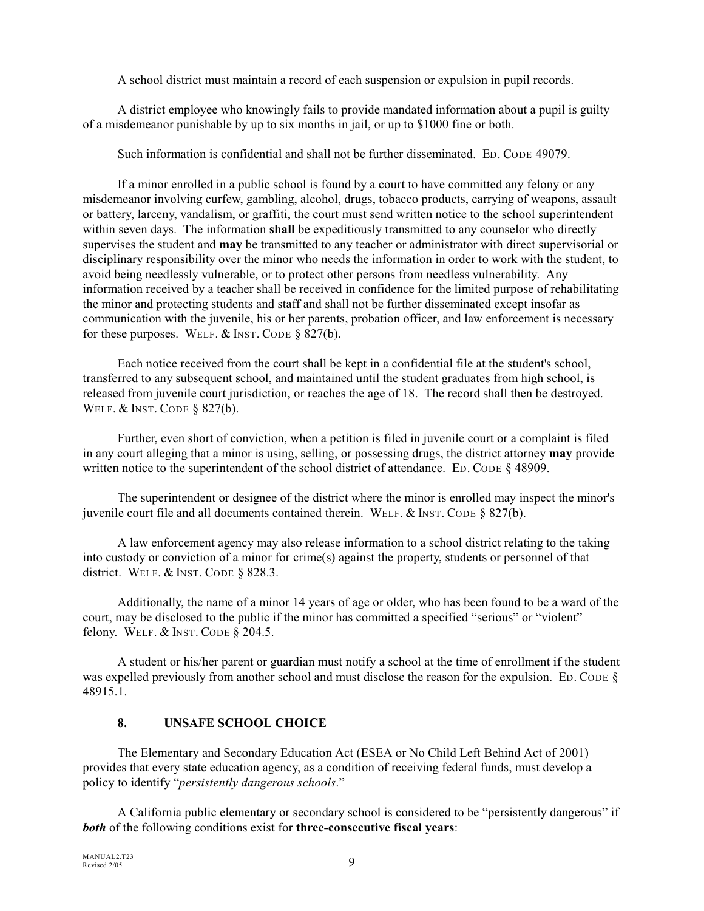A school district must maintain a record of each suspension or expulsion in pupil records.

A district employee who knowingly fails to provide mandated information about a pupil is guilty of a misdemeanor punishable by up to six months in jail, or up to $1000 fine or both.

Such information is confidential and shall not be further disseminated. ED. CODE 49079.

If a minor enrolled in a public school is found by a court to have committed any felony or any misdemeanor involving curfew, gambling, alcohol, drugs, tobacco products, carrying of weapons, assault or battery, larceny, vandalism, or graffiti, the court must send written notice to the school superintendent within seven days. The information **shall** be expeditiously transmitted to any counselor who directly supervises the student and **may** be transmitted to any teacher or administrator with direct supervisorial or disciplinary responsibility over the minor who needs the information in order to work with the student, to avoid being needlessly vulnerable, or to protect other persons from needless vulnerability. Any information received by a teacher shall be received in confidence for the limited purpose of rehabilitating the minor and protecting students and staff and shall not be further disseminated except insofar as communication with the juvenile, his or her parents, probation officer, and law enforcement is necessary for these purposes. WELF. & INST. CODE § 827(b).

Each notice received from the court shall be kept in a confidential file at the student's school, transferred to any subsequent school, and maintained until the student graduates from high school, is released from juvenile court jurisdiction, or reaches the age of 18. The record shall then be destroyed. WELF. & INST. CODE § 827(b).

Further, even short of conviction, when a petition is filed in juvenile court or a complaint is filed in any court alleging that a minor is using, selling, or possessing drugs, the district attorney **may** provide written notice to the superintendent of the school district of attendance. ED. CODE § 48909.

The superintendent or designee of the district where the minor is enrolled may inspect the minor's juvenile court file and all documents contained therein. WELF. & INST. CODE § 827(b).

A law enforcement agency may also release information to a school district relating to the taking into custody or conviction of a minor for crime(s) against the property, students or personnel of that district. WELF. & INST. CODE § 828.3.

Additionally, the name of a minor 14 years of age or older, who has been found to be a ward of the court, may be disclosed to the public if the minor has committed a specified "serious" or "violent" felony. WELF. & INST. CODE § 204.5.

A student or his/her parent or guardian must notify a school at the time of enrollment if the student was expelled previously from another school and must disclose the reason for the expulsion. ED. CODE § 48915.1.

## 8. UNSAFE SCHOOL CHOICE

The Elementary and Secondary Education Act (ESEA or No Child Left Behind Act of 2001) provides that every state education agency, as a condition of receiving federal funds, must develop a policy to identify "*persistently dangerous schools*."

A California public elementary or secondary school is considered to be "persistently dangerous" if ***both*** of the following conditions exist for **three-consecutive fiscal years**: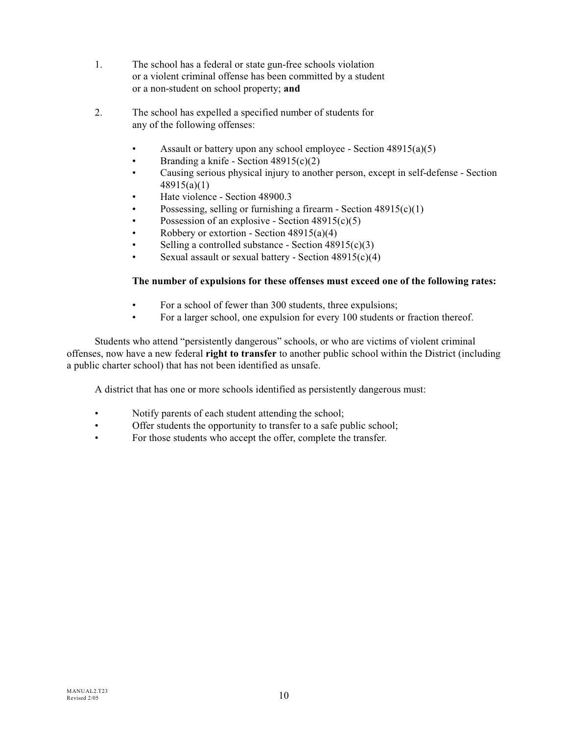1. The school has a federal or state gun-free schools violation or a violent criminal offense has been committed by a student or a non-student on school property; **and**

2. The school has expelled a specified number of students for any of the following offenses:

   - Assault or battery upon any school employee - Section 48915(a)(5)
   - Branding a knife - Section 48915(c)(2)
   - Causing serious physical injury to another person, except in self-defense - Section 48915(a)(1)
   - Hate violence - Section 48900.3
   - Possessing, selling or furnishing a firearm - Section 48915(c)(1)
   - Possession of an explosive - Section 48915(c)(5)
   - Robbery or extortion - Section 48915(a)(4)
   - Selling a controlled substance - Section 48915(c)(3)
   - Sexual assault or sexual battery - Section 48915(c)(4)

   **The number of expulsions for these offenses must exceed one of the following rates:**

   - For a school of fewer than 300 students, three expulsions;
   - For a larger school, one expulsion for every 100 students or fraction thereof.

Students who attend "persistently dangerous" schools, or who are victims of violent criminal offenses, now have a new federal **right to transfer** to another public school within the District (including a public charter school) that has not been identified as unsafe.

A district that has one or more schools identified as persistently dangerous must:

- Notify parents of each student attending the school;
- Offer students the opportunity to transfer to a safe public school;
- For those students who accept the offer, complete the transfer.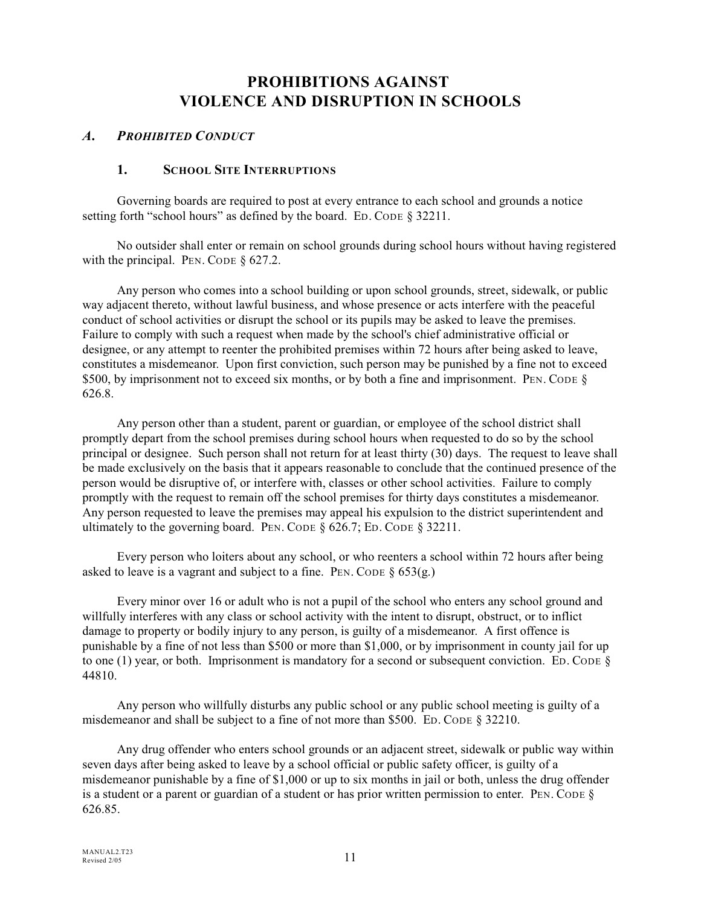# PROHIBITIONS AGAINST VIOLENCE AND DISRUPTION IN SCHOOLS

## *A. PROHIBITED CONDUCT*

### 1. SCHOOL SITE INTERRUPTIONS

Governing boards are required to post at every entrance to each school and grounds a notice setting forth "school hours" as defined by the board. ED. CODE § 32211.

No outsider shall enter or remain on school grounds during school hours without having registered with the principal. PEN. CODE § 627.2.

Any person who comes into a school building or upon school grounds, street, sidewalk, or public way adjacent thereto, without lawful business, and whose presence or acts interfere with the peaceful conduct of school activities or disrupt the school or its pupils may be asked to leave the premises. Failure to comply with such a request when made by the school's chief administrative official or designee, or any attempt to reenter the prohibited premises within 72 hours after being asked to leave, constitutes a misdemeanor. Upon first conviction, such person may be punished by a fine not to exceed $500, by imprisonment not to exceed six months, or by both a fine and imprisonment. PEN. CODE § 626.8.

Any person other than a student, parent or guardian, or employee of the school district shall promptly depart from the school premises during school hours when requested to do so by the school principal or designee. Such person shall not return for at least thirty (30) days. The request to leave shall be made exclusively on the basis that it appears reasonable to conclude that the continued presence of the person would be disruptive of, or interfere with, classes or other school activities. Failure to comply promptly with the request to remain off the school premises for thirty days constitutes a misdemeanor. Any person requested to leave the premises may appeal his expulsion to the district superintendent and ultimately to the governing board. PEN. CODE § 626.7; ED. CODE § 32211.

Every person who loiters about any school, or who reenters a school within 72 hours after being asked to leave is a vagrant and subject to a fine. PEN. CODE § 653(g.)

Every minor over 16 or adult who is not a pupil of the school who enters any school ground and willfully interferes with any class or school activity with the intent to disrupt, obstruct, or to inflict damage to property or bodily injury to any person, is guilty of a misdemeanor. A first offence is punishable by a fine of not less than $500 or more than $1,000, or by imprisonment in county jail for up to one (1) year, or both. Imprisonment is mandatory for a second or subsequent conviction. ED. CODE § 44810.

Any person who willfully disturbs any public school or any public school meeting is guilty of a misdemeanor and shall be subject to a fine of not more than $500. ED. CODE § 32210.

Any drug offender who enters school grounds or an adjacent street, sidewalk or public way within seven days after being asked to leave by a school official or public safety officer, is guilty of a misdemeanor punishable by a fine of $1,000 or up to six months in jail or both, unless the drug offender is a student or a parent or guardian of a student or has prior written permission to enter. PEN. CODE § 626.85.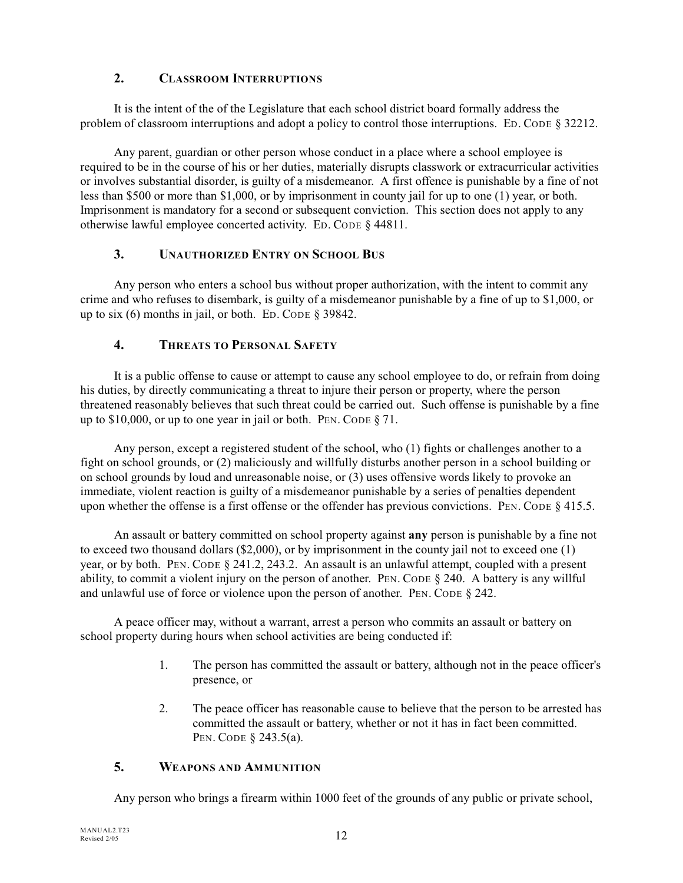### 2. Classroom Interruptions

It is the intent of the of the Legislature that each school district board formally address the problem of classroom interruptions and adopt a policy to control those interruptions. Ed. Code § 32212.

Any parent, guardian or other person whose conduct in a place where a school employee is required to be in the course of his or her duties, materially disrupts classwork or extracurricular activities or involves substantial disorder, is guilty of a misdemeanor. A first offence is punishable by a fine of not less than $500 or more than $1,000, or by imprisonment in county jail for up to one (1) year, or both. Imprisonment is mandatory for a second or subsequent conviction. This section does not apply to any otherwise lawful employee concerted activity. Ed. Code § 44811.

### 3. Unauthorized Entry on School Bus

Any person who enters a school bus without proper authorization, with the intent to commit any crime and who refuses to disembark, is guilty of a misdemeanor punishable by a fine of up to $1,000, or up to six (6) months in jail, or both. Ed. Code § 39842.

### 4. Threats to Personal Safety

It is a public offense to cause or attempt to cause any school employee to do, or refrain from doing his duties, by directly communicating a threat to injure their person or property, where the person threatened reasonably believes that such threat could be carried out. Such offense is punishable by a fine up to $10,000, or up to one year in jail or both. Pen. Code § 71.

Any person, except a registered student of the school, who (1) fights or challenges another to a fight on school grounds, or (2) maliciously and willfully disturbs another person in a school building or on school grounds by loud and unreasonable noise, or (3) uses offensive words likely to provoke an immediate, violent reaction is guilty of a misdemeanor punishable by a series of penalties dependent upon whether the offense is a first offense or the offender has previous convictions. Pen. Code § 415.5.

An assault or battery committed on school property against **any** person is punishable by a fine not to exceed two thousand dollars ($2,000), or by imprisonment in the county jail not to exceed one (1) year, or by both. Pen. Code § 241.2, 243.2. An assault is an unlawful attempt, coupled with a present ability, to commit a violent injury on the person of another. Pen. Code § 240. A battery is any willful and unlawful use of force or violence upon the person of another. Pen. Code § 242.

A peace officer may, without a warrant, arrest a person who commits an assault or battery on school property during hours when school activities are being conducted if:

1. The person has committed the assault or battery, although not in the peace officer's presence, or
2. The peace officer has reasonable cause to believe that the person to be arrested has committed the assault or battery, whether or not it has in fact been committed. Pen. Code § 243.5(a).

### 5. Weapons and Ammunition

Any person who brings a firearm within 1000 feet of the grounds of any public or private school,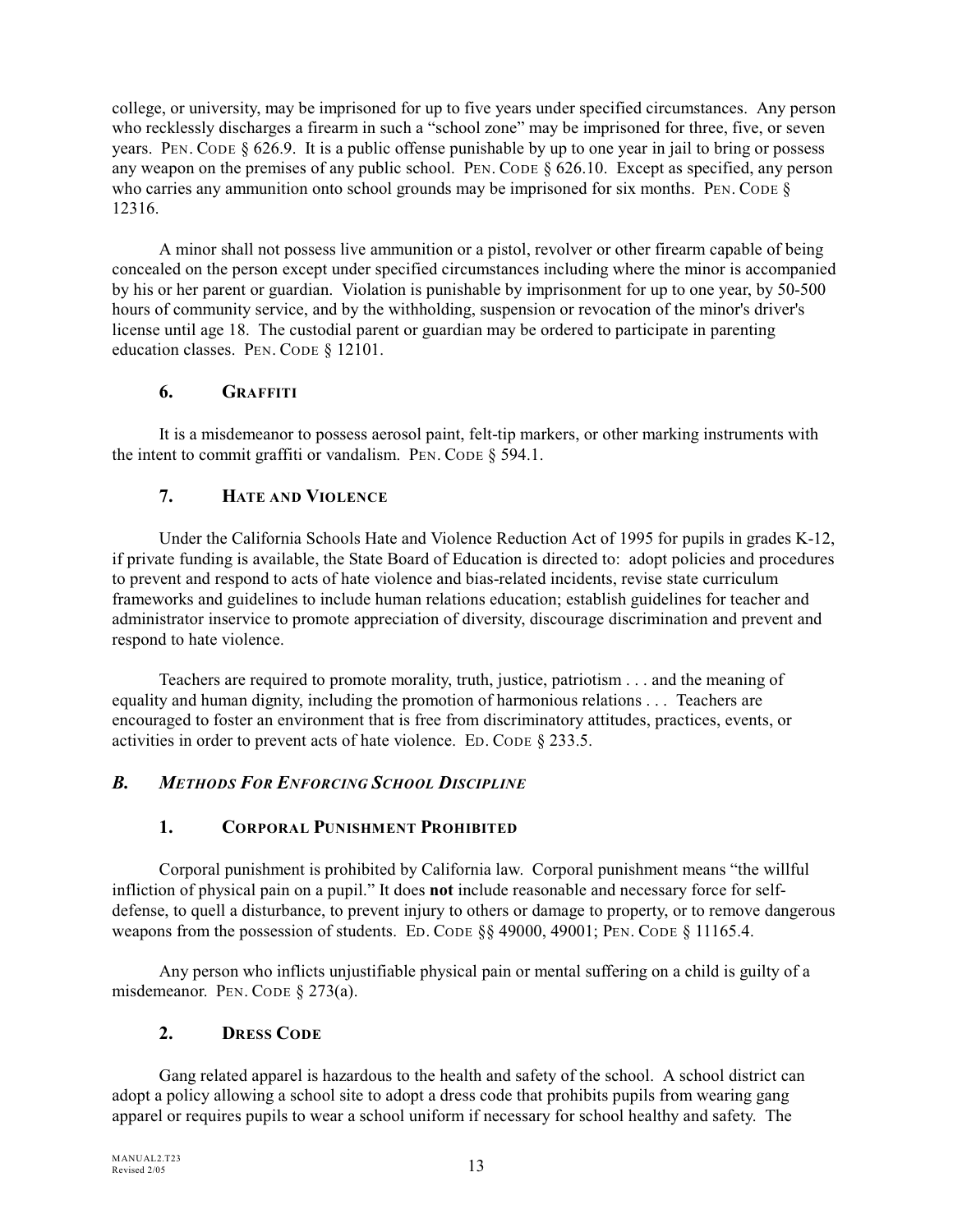college, or university, may be imprisoned for up to five years under specified circumstances. Any person who recklessly discharges a firearm in such a "school zone" may be imprisoned for three, five, or seven years. PEN. CODE § 626.9. It is a public offense punishable by up to one year in jail to bring or possess any weapon on the premises of any public school. PEN. CODE § 626.10. Except as specified, any person who carries any ammunition onto school grounds may be imprisoned for six months. PEN. CODE § 12316.

A minor shall not possess live ammunition or a pistol, revolver or other firearm capable of being concealed on the person except under specified circumstances including where the minor is accompanied by his or her parent or guardian. Violation is punishable by imprisonment for up to one year, by 50-500 hours of community service, and by the withholding, suspension or revocation of the minor's driver's license until age 18. The custodial parent or guardian may be ordered to participate in parenting education classes. PEN. CODE § 12101.

### 6. GRAFFITI

It is a misdemeanor to possess aerosol paint, felt-tip markers, or other marking instruments with the intent to commit graffiti or vandalism. PEN. CODE § 594.1.

### 7. HATE AND VIOLENCE

Under the California Schools Hate and Violence Reduction Act of 1995 for pupils in grades K-12, if private funding is available, the State Board of Education is directed to: adopt policies and procedures to prevent and respond to acts of hate violence and bias-related incidents, revise state curriculum frameworks and guidelines to include human relations education; establish guidelines for teacher and administrator inservice to promote appreciation of diversity, discourage discrimination and prevent and respond to hate violence.

Teachers are required to promote morality, truth, justice, patriotism . . . and the meaning of equality and human dignity, including the promotion of harmonious relations . . . Teachers are encouraged to foster an environment that is free from discriminatory attitudes, practices, events, or activities in order to prevent acts of hate violence. ED. CODE § 233.5.

## *B. METHODS FOR ENFORCING SCHOOL DISCIPLINE*

### 1. CORPORAL PUNISHMENT PROHIBITED

Corporal punishment is prohibited by California law. Corporal punishment means "the willful infliction of physical pain on a pupil." It does **not** include reasonable and necessary force for self-defense, to quell a disturbance, to prevent injury to others or damage to property, or to remove dangerous weapons from the possession of students. ED. CODE §§ 49000, 49001; PEN. CODE § 11165.4.

Any person who inflicts unjustifiable physical pain or mental suffering on a child is guilty of a misdemeanor. PEN. CODE § 273(a).

### 2. DRESS CODE

Gang related apparel is hazardous to the health and safety of the school. A school district can adopt a policy allowing a school site to adopt a dress code that prohibits pupils from wearing gang apparel or requires pupils to wear a school uniform if necessary for school healthy and safety. The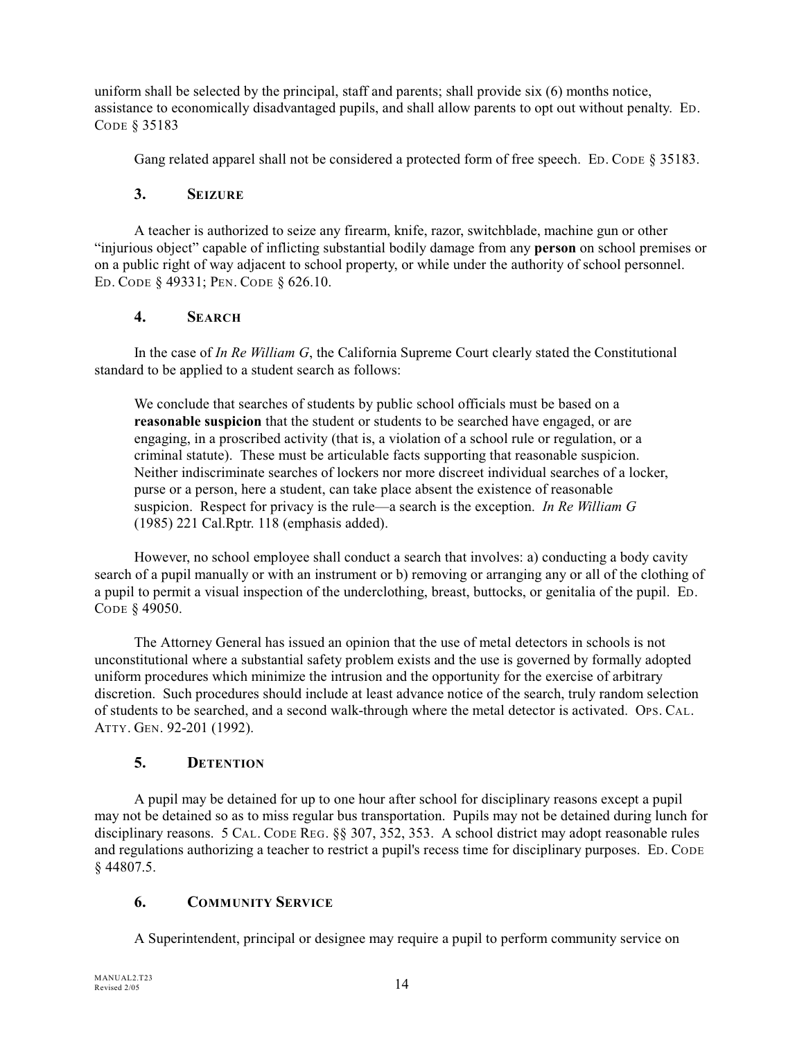uniform shall be selected by the principal, staff and parents; shall provide six (6) months notice, assistance to economically disadvantaged pupils, and shall allow parents to opt out without penalty. ED. CODE § 35183

Gang related apparel shall not be considered a protected form of free speech. ED. CODE § 35183.

### 3. SEIZURE

A teacher is authorized to seize any firearm, knife, razor, switchblade, machine gun or other "injurious object" capable of inflicting substantial bodily damage from any **person** on school premises or on a public right of way adjacent to school property, or while under the authority of school personnel. ED. CODE § 49331; PEN. CODE § 626.10.

### 4. SEARCH

In the case of *In Re William G*, the California Supreme Court clearly stated the Constitutional standard to be applied to a student search as follows:

> We conclude that searches of students by public school officials must be based on a **reasonable suspicion** that the student or students to be searched have engaged, or are engaging, in a proscribed activity (that is, a violation of a school rule or regulation, or a criminal statute). These must be articulable facts supporting that reasonable suspicion. Neither indiscriminate searches of lockers nor more discreet individual searches of a locker, purse or a person, here a student, can take place absent the existence of reasonable suspicion. Respect for privacy is the rule—a search is the exception. *In Re William G* (1985) 221 Cal.Rptr. 118 (emphasis added).

However, no school employee shall conduct a search that involves: a) conducting a body cavity search of a pupil manually or with an instrument or b) removing or arranging any or all of the clothing of a pupil to permit a visual inspection of the underclothing, breast, buttocks, or genitalia of the pupil. ED. CODE § 49050.

The Attorney General has issued an opinion that the use of metal detectors in schools is not unconstitutional where a substantial safety problem exists and the use is governed by formally adopted uniform procedures which minimize the intrusion and the opportunity for the exercise of arbitrary discretion. Such procedures should include at least advance notice of the search, truly random selection of students to be searched, and a second walk-through where the metal detector is activated. OPS. CAL. ATTY. GEN. 92-201 (1992).

### 5. DETENTION

A pupil may be detained for up to one hour after school for disciplinary reasons except a pupil may not be detained so as to miss regular bus transportation. Pupils may not be detained during lunch for disciplinary reasons. 5 CAL. CODE REG. §§ 307, 352, 353. A school district may adopt reasonable rules and regulations authorizing a teacher to restrict a pupil's recess time for disciplinary purposes. ED. CODE § 44807.5.

### 6. COMMUNITY SERVICE

A Superintendent, principal or designee may require a pupil to perform community service on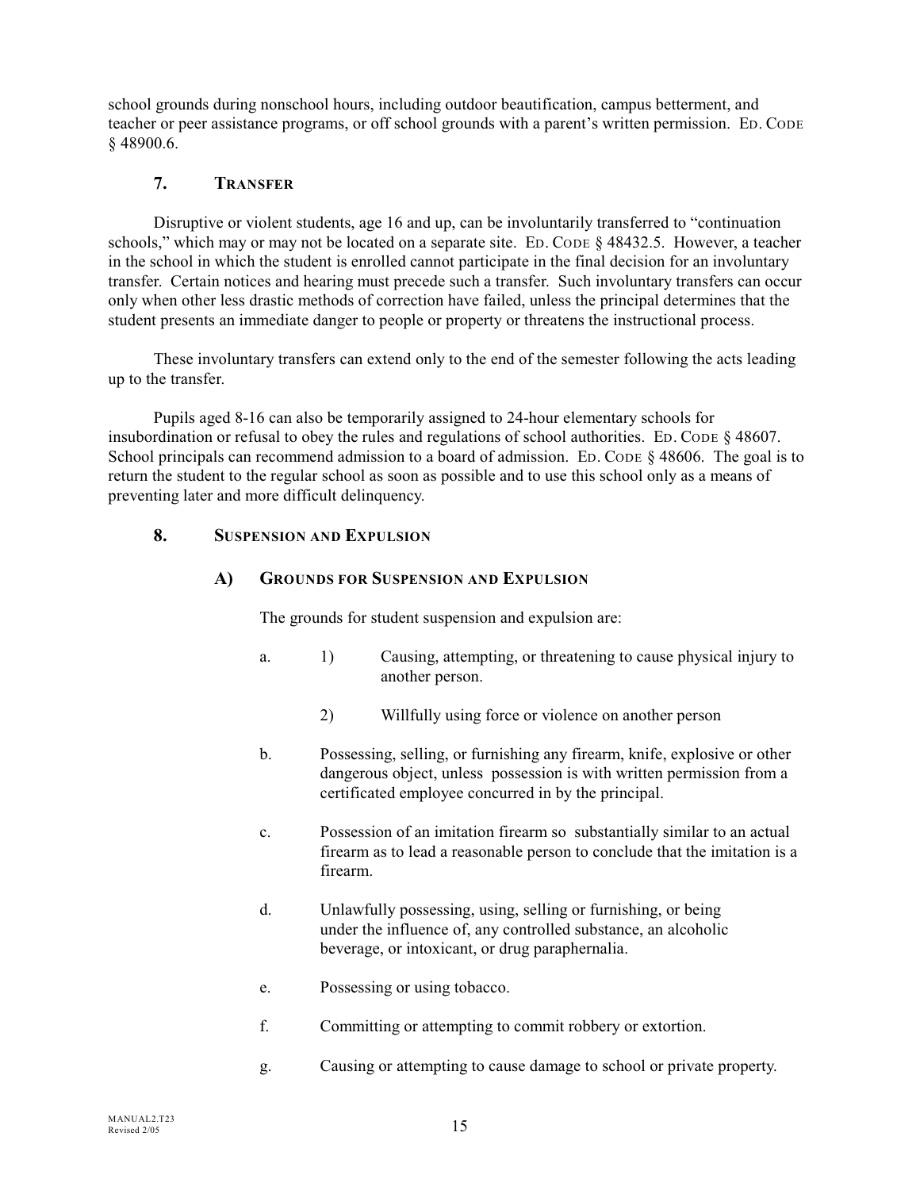school grounds during nonschool hours, including outdoor beautification, campus betterment, and teacher or peer assistance programs, or off school grounds with a parent's written permission. ED. CODE § 48900.6.

### 7. TRANSFER

Disruptive or violent students, age 16 and up, can be involuntarily transferred to "continuation schools," which may or may not be located on a separate site. ED. CODE § 48432.5. However, a teacher in the school in which the student is enrolled cannot participate in the final decision for an involuntary transfer. Certain notices and hearing must precede such a transfer. Such involuntary transfers can occur only when other less drastic methods of correction have failed, unless the principal determines that the student presents an immediate danger to people or property or threatens the instructional process.

These involuntary transfers can extend only to the end of the semester following the acts leading up to the transfer.

Pupils aged 8-16 can also be temporarily assigned to 24-hour elementary schools for insubordination or refusal to obey the rules and regulations of school authorities. ED. CODE § 48607. School principals can recommend admission to a board of admission. ED. CODE § 48606. The goal is to return the student to the regular school as soon as possible and to use this school only as a means of preventing later and more difficult delinquency.

### 8. SUSPENSION AND EXPULSION

#### A) GROUNDS FOR SUSPENSION AND EXPULSION

The grounds for student suspension and expulsion are:

a.
   1) Causing, attempting, or threatening to cause physical injury to another person.

   2) Willfully using force or violence on another person

b. Possessing, selling, or furnishing any firearm, knife, explosive or other dangerous object, unless possession is with written permission from a certificated employee concurred in by the principal.

c. Possession of an imitation firearm so substantially similar to an actual firearm as to lead a reasonable person to conclude that the imitation is a firearm.

d. Unlawfully possessing, using, selling or furnishing, or being under the influence of, any controlled substance, an alcoholic beverage, or intoxicant, or drug paraphernalia.

e. Possessing or using tobacco.

f. Committing or attempting to commit robbery or extortion.

g. Causing or attempting to cause damage to school or private property.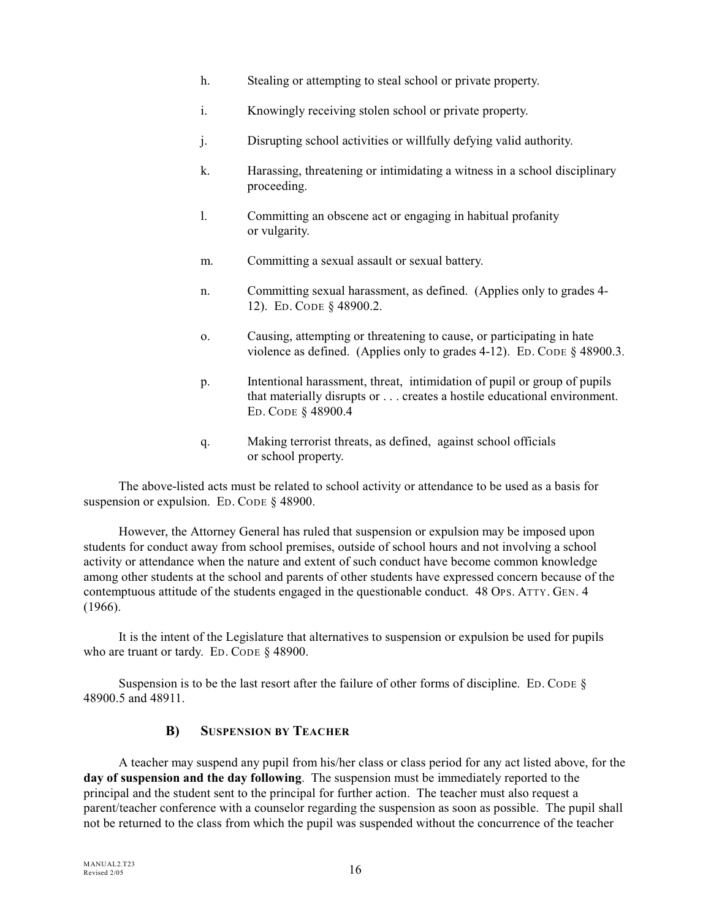h. Stealing or attempting to steal school or private property.

i. Knowingly receiving stolen school or private property.

j. Disrupting school activities or willfully defying valid authority.

k. Harassing, threatening or intimidating a witness in a school disciplinary proceeding.

l. Committing an obscene act or engaging in habitual profanity or vulgarity.

m. Committing a sexual assault or sexual battery.

n. Committing sexual harassment, as defined. (Applies only to grades 4-12). ED. CODE § 48900.2.

o. Causing, attempting or threatening to cause, or participating in hate violence as defined. (Applies only to grades 4-12). ED. CODE § 48900.3.

p. Intentional harassment, threat, intimidation of pupil or group of pupils that materially disrupts or . . . creates a hostile educational environment. ED. CODE § 48900.4

q. Making terrorist threats, as defined, against school officials or school property.

The above-listed acts must be related to school activity or attendance to be used as a basis for suspension or expulsion. ED. CODE § 48900.

However, the Attorney General has ruled that suspension or expulsion may be imposed upon students for conduct away from school premises, outside of school hours and not involving a school activity or attendance when the nature and extent of such conduct have become common knowledge among other students at the school and parents of other students have expressed concern because of the contemptuous attitude of the students engaged in the questionable conduct. 48 OPS. ATTY. GEN. 4 (1966).

It is the intent of the Legislature that alternatives to suspension or expulsion be used for pupils who are truant or tardy. ED. CODE § 48900.

Suspension is to be the last resort after the failure of other forms of discipline. ED. CODE § 48900.5 and 48911.

### B) SUSPENSION BY TEACHER

A teacher may suspend any pupil from his/her class or class period for any act listed above, for the **day of suspension and the day following**. The suspension must be immediately reported to the principal and the student sent to the principal for further action. The teacher must also request a parent/teacher conference with a counselor regarding the suspension as soon as possible. The pupil shall not be returned to the class from which the pupil was suspended without the concurrence of the teacher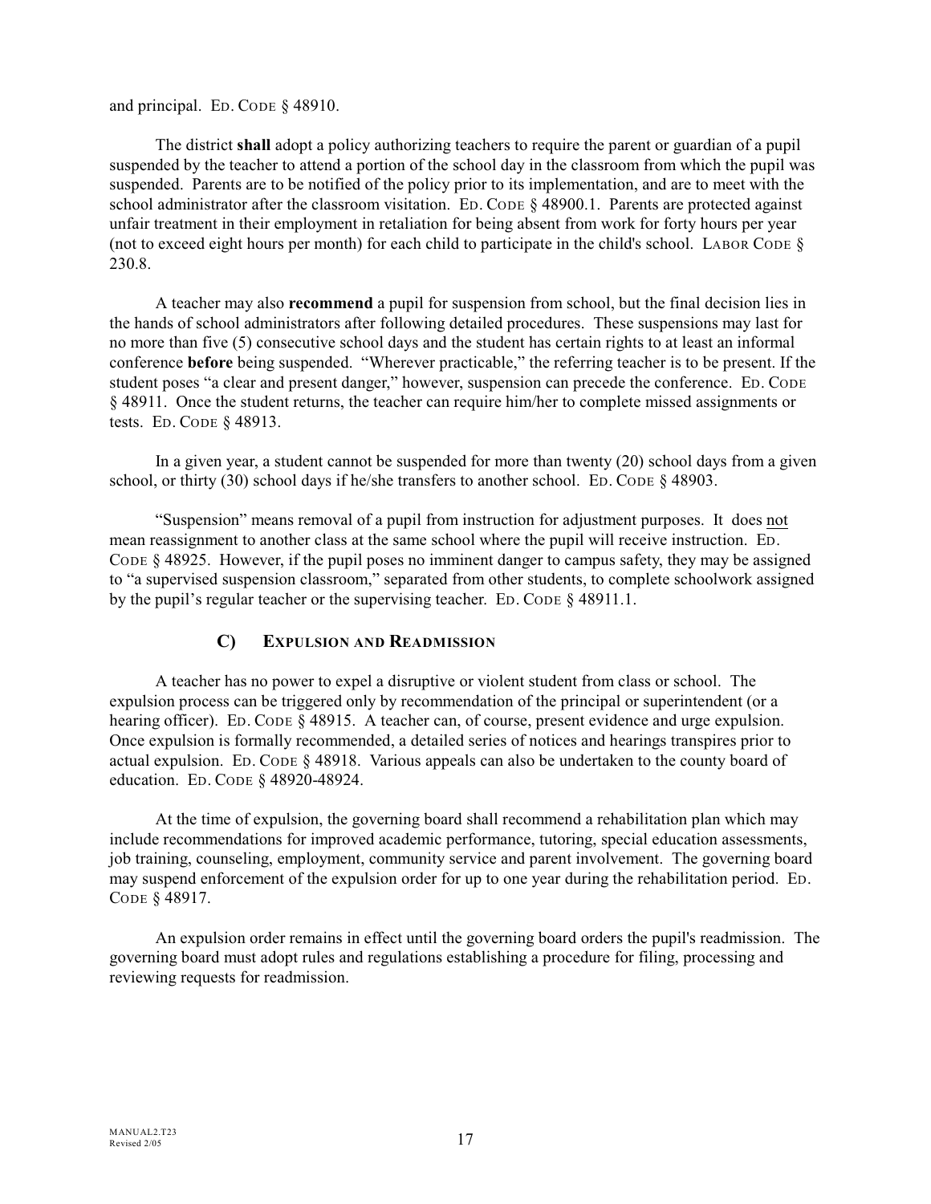and principal. ED. CODE § 48910.

The district **shall** adopt a policy authorizing teachers to require the parent or guardian of a pupil suspended by the teacher to attend a portion of the school day in the classroom from which the pupil was suspended. Parents are to be notified of the policy prior to its implementation, and are to meet with the school administrator after the classroom visitation. ED. CODE § 48900.1. Parents are protected against unfair treatment in their employment in retaliation for being absent from work for forty hours per year (not to exceed eight hours per month) for each child to participate in the child's school. LABOR CODE § 230.8.

A teacher may also **recommend** a pupil for suspension from school, but the final decision lies in the hands of school administrators after following detailed procedures. These suspensions may last for no more than five (5) consecutive school days and the student has certain rights to at least an informal conference **before** being suspended. "Wherever practicable," the referring teacher is to be present. If the student poses "a clear and present danger," however, suspension can precede the conference. ED. CODE § 48911. Once the student returns, the teacher can require him/her to complete missed assignments or tests. ED. CODE § 48913.

In a given year, a student cannot be suspended for more than twenty (20) school days from a given school, or thirty (30) school days if he/she transfers to another school. ED. CODE § 48903.

"Suspension" means removal of a pupil from instruction for adjustment purposes. It does not mean reassignment to another class at the same school where the pupil will receive instruction. ED. CODE § 48925. However, if the pupil poses no imminent danger to campus safety, they may be assigned to "a supervised suspension classroom," separated from other students, to complete schoolwork assigned by the pupil's regular teacher or the supervising teacher. ED. CODE § 48911.1.

### C) EXPULSION AND READMISSION

A teacher has no power to expel a disruptive or violent student from class or school. The expulsion process can be triggered only by recommendation of the principal or superintendent (or a hearing officer). ED. CODE § 48915. A teacher can, of course, present evidence and urge expulsion. Once expulsion is formally recommended, a detailed series of notices and hearings transpires prior to actual expulsion. ED. CODE § 48918. Various appeals can also be undertaken to the county board of education. ED. CODE § 48920-48924.

At the time of expulsion, the governing board shall recommend a rehabilitation plan which may include recommendations for improved academic performance, tutoring, special education assessments, job training, counseling, employment, community service and parent involvement. The governing board may suspend enforcement of the expulsion order for up to one year during the rehabilitation period. ED. CODE § 48917.

An expulsion order remains in effect until the governing board orders the pupil's readmission. The governing board must adopt rules and regulations establishing a procedure for filing, processing and reviewing requests for readmission.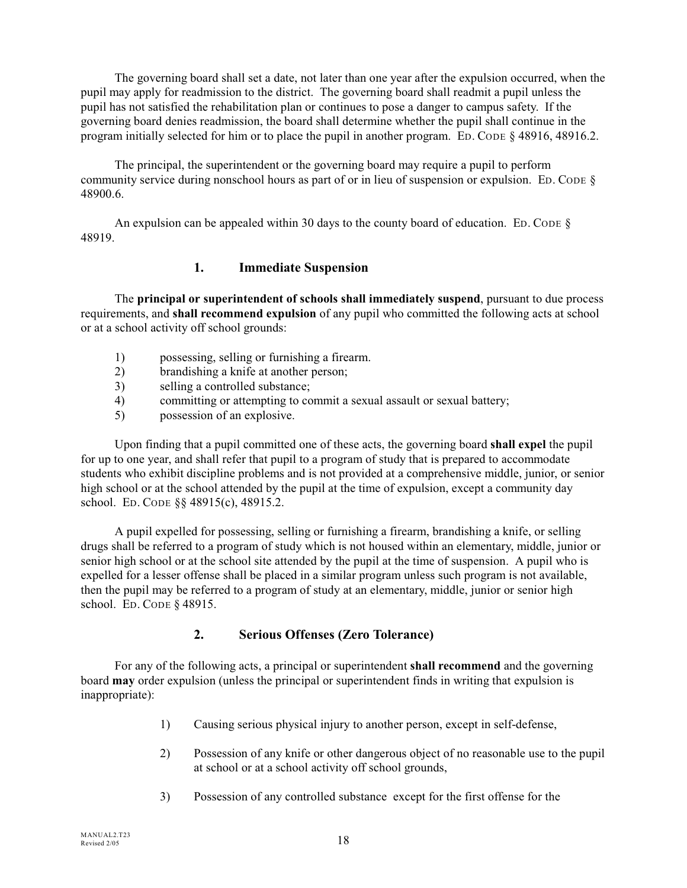The governing board shall set a date, not later than one year after the expulsion occurred, when the pupil may apply for readmission to the district. The governing board shall readmit a pupil unless the pupil has not satisfied the rehabilitation plan or continues to pose a danger to campus safety. If the governing board denies readmission, the board shall determine whether the pupil shall continue in the program initially selected for him or to place the pupil in another program. ED. CODE § 48916, 48916.2.

The principal, the superintendent or the governing board may require a pupil to perform community service during nonschool hours as part of or in lieu of suspension or expulsion. ED. CODE § 48900.6.

An expulsion can be appealed within 30 days to the county board of education. ED. CODE § 48919.

### 1. Immediate Suspension

The **principal or superintendent of schools shall immediately suspend**, pursuant to due process requirements, and **shall recommend expulsion** of any pupil who committed the following acts at school or at a school activity off school grounds:

1) possessing, selling or furnishing a firearm.
2) brandishing a knife at another person;
3) selling a controlled substance;
4) committing or attempting to commit a sexual assault or sexual battery;
5) possession of an explosive.

Upon finding that a pupil committed one of these acts, the governing board **shall expel** the pupil for up to one year, and shall refer that pupil to a program of study that is prepared to accommodate students who exhibit discipline problems and is not provided at a comprehensive middle, junior, or senior high school or at the school attended by the pupil at the time of expulsion, except a community day school. ED. CODE §§ 48915(c), 48915.2.

A pupil expelled for possessing, selling or furnishing a firearm, brandishing a knife, or selling drugs shall be referred to a program of study which is not housed within an elementary, middle, junior or senior high school or at the school site attended by the pupil at the time of suspension. A pupil who is expelled for a lesser offense shall be placed in a similar program unless such program is not available, then the pupil may be referred to a program of study at an elementary, middle, junior or senior high school. ED. CODE § 48915.

### 2. Serious Offenses (Zero Tolerance)

For any of the following acts, a principal or superintendent **shall recommend** and the governing board **may** order expulsion (unless the principal or superintendent finds in writing that expulsion is inappropriate):

1) Causing serious physical injury to another person, except in self-defense,

2) Possession of any knife or other dangerous object of no reasonable use to the pupil at school or at a school activity off school grounds,

3) Possession of any controlled substance except for the first offense for the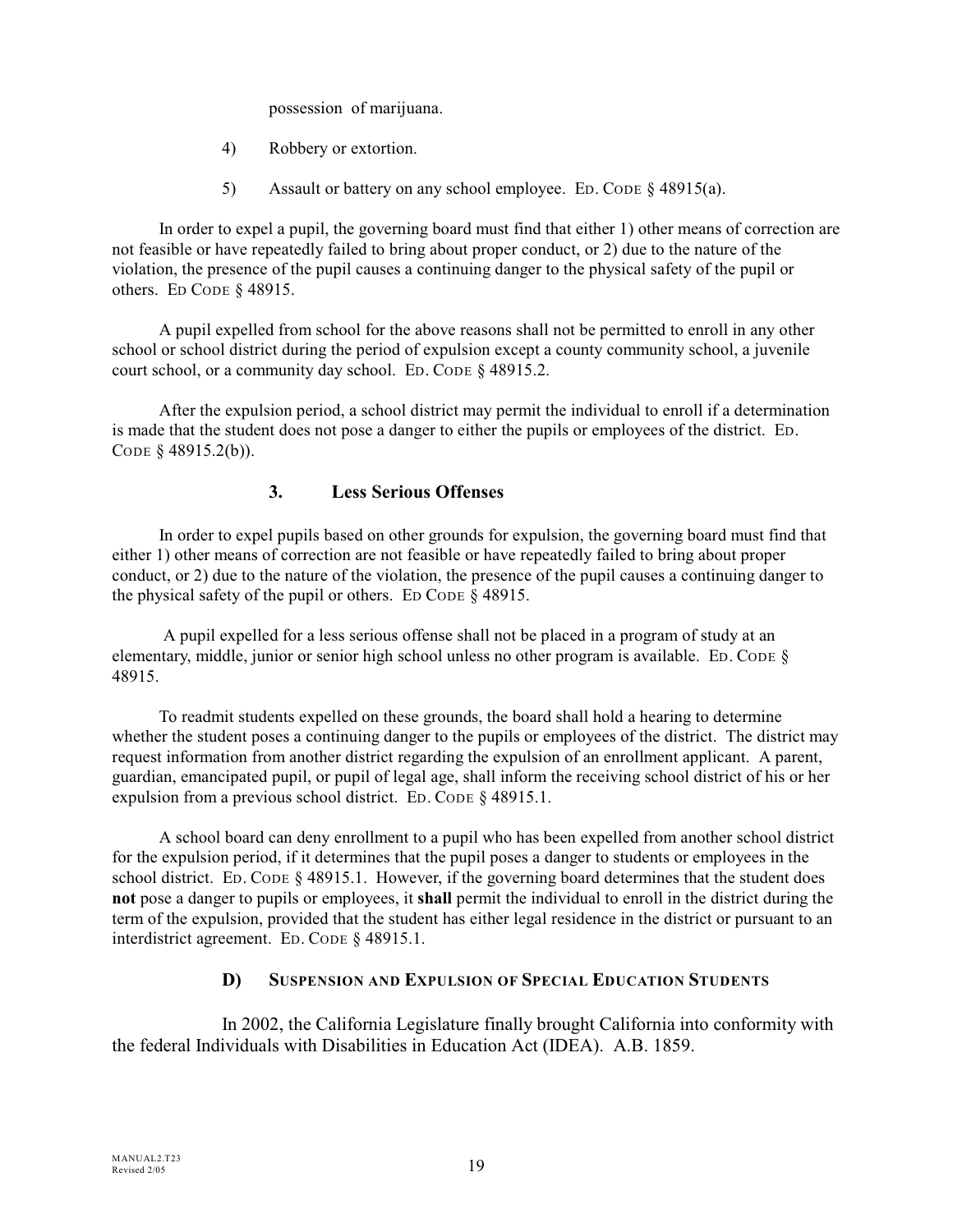possession of marijuana.

4) Robbery or extortion.

5) Assault or battery on any school employee. ED. CODE § 48915(a).

In order to expel a pupil, the governing board must find that either 1) other means of correction are not feasible or have repeatedly failed to bring about proper conduct, or 2) due to the nature of the violation, the presence of the pupil causes a continuing danger to the physical safety of the pupil or others. ED CODE § 48915.

A pupil expelled from school for the above reasons shall not be permitted to enroll in any other school or school district during the period of expulsion except a county community school, a juvenile court school, or a community day school. ED. CODE § 48915.2.

After the expulsion period, a school district may permit the individual to enroll if a determination is made that the student does not pose a danger to either the pupils or employees of the district. ED. CODE § 48915.2(b)).

### 3. Less Serious Offenses

In order to expel pupils based on other grounds for expulsion, the governing board must find that either 1) other means of correction are not feasible or have repeatedly failed to bring about proper conduct, or 2) due to the nature of the violation, the presence of the pupil causes a continuing danger to the physical safety of the pupil or others. ED CODE § 48915.

A pupil expelled for a less serious offense shall not be placed in a program of study at an elementary, middle, junior or senior high school unless no other program is available. ED. CODE § 48915.

To readmit students expelled on these grounds, the board shall hold a hearing to determine whether the student poses a continuing danger to the pupils or employees of the district. The district may request information from another district regarding the expulsion of an enrollment applicant. A parent, guardian, emancipated pupil, or pupil of legal age, shall inform the receiving school district of his or her expulsion from a previous school district. ED. CODE § 48915.1.

A school board can deny enrollment to a pupil who has been expelled from another school district for the expulsion period, if it determines that the pupil poses a danger to students or employees in the school district. ED. CODE § 48915.1. However, if the governing board determines that the student does **not** pose a danger to pupils or employees, it **shall** permit the individual to enroll in the district during the term of the expulsion, provided that the student has either legal residence in the district or pursuant to an interdistrict agreement. ED. CODE § 48915.1.

## D) SUSPENSION AND EXPULSION OF SPECIAL EDUCATION STUDENTS

In 2002, the California Legislature finally brought California into conformity with the federal Individuals with Disabilities in Education Act (IDEA). A.B. 1859.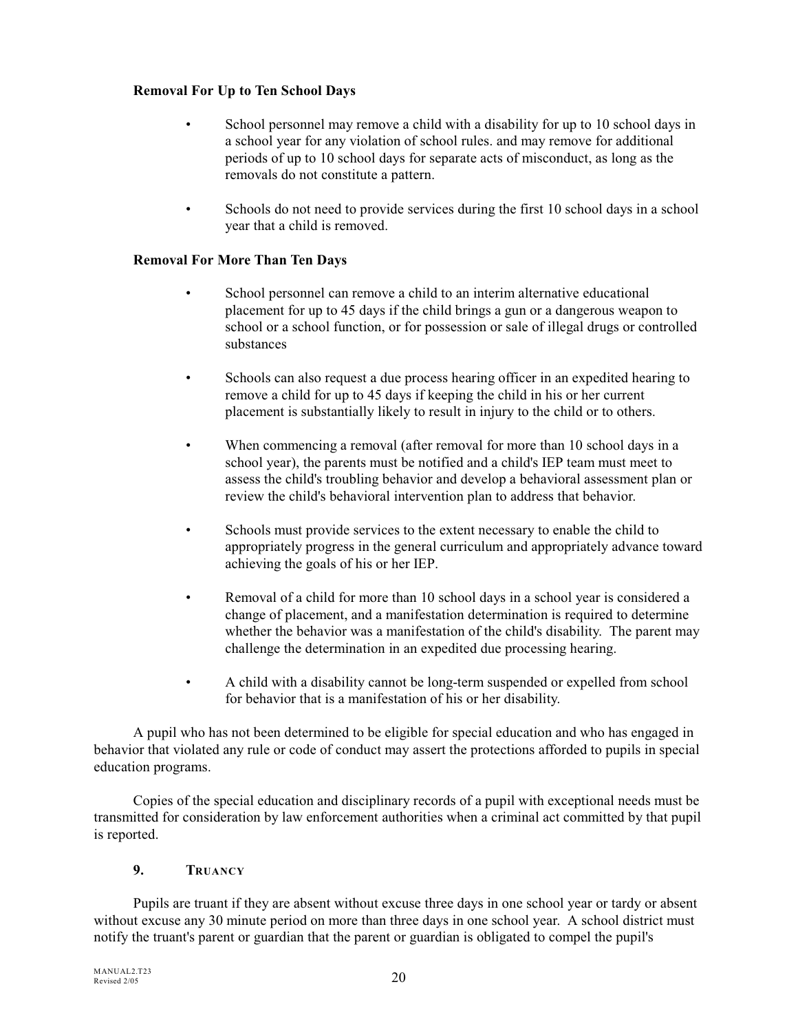**Removal For Up to Ten School Days**

- School personnel may remove a child with a disability for up to 10 school days in a school year for any violation of school rules. and may remove for additional periods of up to 10 school days for separate acts of misconduct, as long as the removals do not constitute a pattern.

- Schools do not need to provide services during the first 10 school days in a school year that a child is removed.

**Removal For More Than Ten Days**

- School personnel can remove a child to an interim alternative educational placement for up to 45 days if the child brings a gun or a dangerous weapon to school or a school function, or for possession or sale of illegal drugs or controlled substances

- Schools can also request a due process hearing officer in an expedited hearing to remove a child for up to 45 days if keeping the child in his or her current placement is substantially likely to result in injury to the child or to others.

- When commencing a removal (after removal for more than 10 school days in a school year), the parents must be notified and a child's IEP team must meet to assess the child's troubling behavior and develop a behavioral assessment plan or review the child's behavioral intervention plan to address that behavior.

- Schools must provide services to the extent necessary to enable the child to appropriately progress in the general curriculum and appropriately advance toward achieving the goals of his or her IEP.

- Removal of a child for more than 10 school days in a school year is considered a change of placement, and a manifestation determination is required to determine whether the behavior was a manifestation of the child's disability. The parent may challenge the determination in an expedited due processing hearing.

- A child with a disability cannot be long-term suspended or expelled from school for behavior that is a manifestation of his or her disability.

A pupil who has not been determined to be eligible for special education and who has engaged in behavior that violated any rule or code of conduct may assert the protections afforded to pupils in special education programs.

Copies of the special education and disciplinary records of a pupil with exceptional needs must be transmitted for consideration by law enforcement authorities when a criminal act committed by that pupil is reported.

### 9. TRUANCY

Pupils are truant if they are absent without excuse three days in one school year or tardy or absent without excuse any 30 minute period on more than three days in one school year. A school district must notify the truant's parent or guardian that the parent or guardian is obligated to compel the pupil's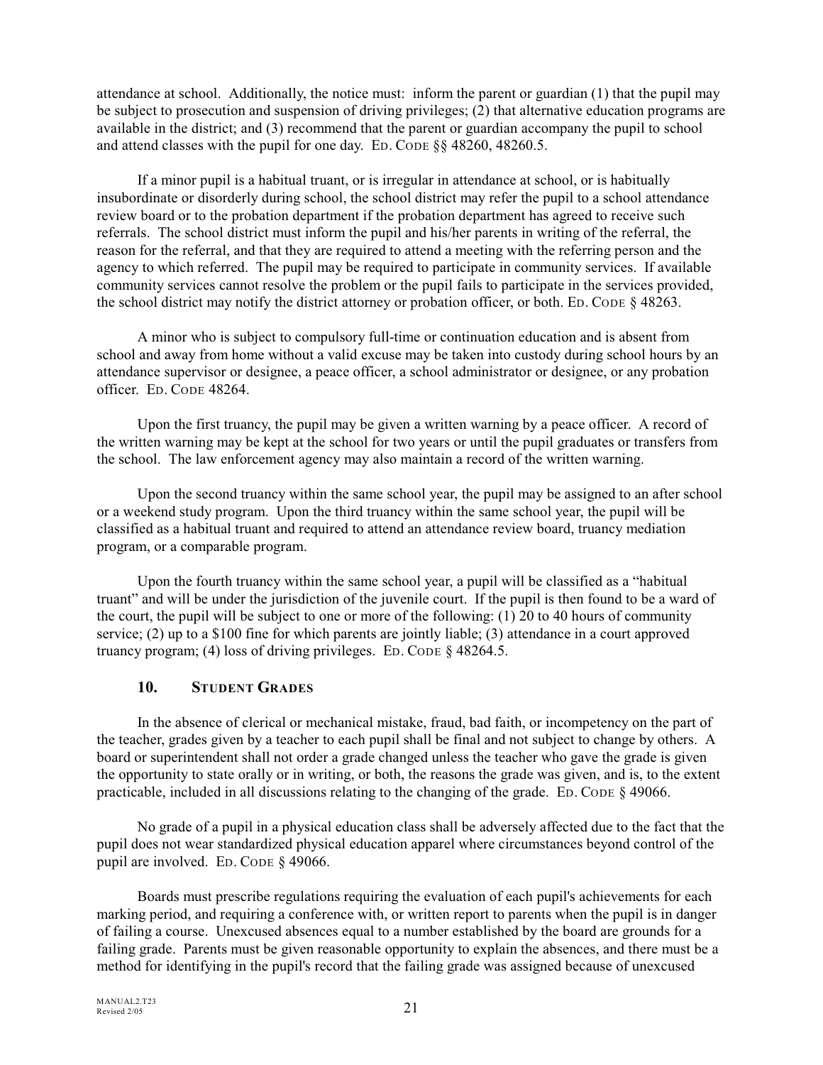attendance at school. Additionally, the notice must: inform the parent or guardian (1) that the pupil may be subject to prosecution and suspension of driving privileges; (2) that alternative education programs are available in the district; and (3) recommend that the parent or guardian accompany the pupil to school and attend classes with the pupil for one day. ED. CODE §§ 48260, 48260.5.

If a minor pupil is a habitual truant, or is irregular in attendance at school, or is habitually insubordinate or disorderly during school, the school district may refer the pupil to a school attendance review board or to the probation department if the probation department has agreed to receive such referrals. The school district must inform the pupil and his/her parents in writing of the referral, the reason for the referral, and that they are required to attend a meeting with the referring person and the agency to which referred. The pupil may be required to participate in community services. If available community services cannot resolve the problem or the pupil fails to participate in the services provided, the school district may notify the district attorney or probation officer, or both. ED. CODE § 48263.

A minor who is subject to compulsory full-time or continuation education and is absent from school and away from home without a valid excuse may be taken into custody during school hours by an attendance supervisor or designee, a peace officer, a school administrator or designee, or any probation officer. ED. CODE 48264.

Upon the first truancy, the pupil may be given a written warning by a peace officer. A record of the written warning may be kept at the school for two years or until the pupil graduates or transfers from the school. The law enforcement agency may also maintain a record of the written warning.

Upon the second truancy within the same school year, the pupil may be assigned to an after school or a weekend study program. Upon the third truancy within the same school year, the pupil will be classified as a habitual truant and required to attend an attendance review board, truancy mediation program, or a comparable program.

Upon the fourth truancy within the same school year, a pupil will be classified as a "habitual truant" and will be under the jurisdiction of the juvenile court. If the pupil is then found to be a ward of the court, the pupil will be subject to one or more of the following: (1) 20 to 40 hours of community service; (2) up to a $100 fine for which parents are jointly liable; (3) attendance in a court approved truancy program; (4) loss of driving privileges. ED. CODE § 48264.5.

### 10. STUDENT GRADES

In the absence of clerical or mechanical mistake, fraud, bad faith, or incompetency on the part of the teacher, grades given by a teacher to each pupil shall be final and not subject to change by others. A board or superintendent shall not order a grade changed unless the teacher who gave the grade is given the opportunity to state orally or in writing, or both, the reasons the grade was given, and is, to the extent practicable, included in all discussions relating to the changing of the grade. ED. CODE § 49066.

No grade of a pupil in a physical education class shall be adversely affected due to the fact that the pupil does not wear standardized physical education apparel where circumstances beyond control of the pupil are involved. ED. CODE § 49066.

Boards must prescribe regulations requiring the evaluation of each pupil's achievements for each marking period, and requiring a conference with, or written report to parents when the pupil is in danger of failing a course. Unexcused absences equal to a number established by the board are grounds for a failing grade. Parents must be given reasonable opportunity to explain the absences, and there must be a method for identifying in the pupil's record that the failing grade was assigned because of unexcused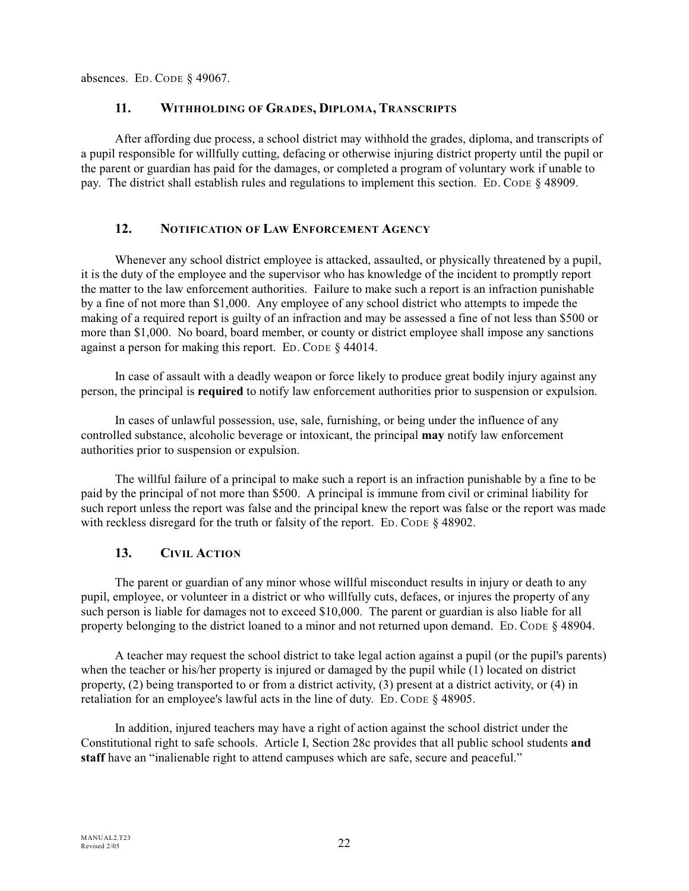absences. ED. CODE § 49067.

### 11. WITHHOLDING OF GRADES, DIPLOMA, TRANSCRIPTS

After affording due process, a school district may withhold the grades, diploma, and transcripts of a pupil responsible for willfully cutting, defacing or otherwise injuring district property until the pupil or the parent or guardian has paid for the damages, or completed a program of voluntary work if unable to pay. The district shall establish rules and regulations to implement this section. ED. CODE § 48909.

### 12. NOTIFICATION OF LAW ENFORCEMENT AGENCY

Whenever any school district employee is attacked, assaulted, or physically threatened by a pupil, it is the duty of the employee and the supervisor who has knowledge of the incident to promptly report the matter to the law enforcement authorities. Failure to make such a report is an infraction punishable by a fine of not more than $1,000. Any employee of any school district who attempts to impede the making of a required report is guilty of an infraction and may be assessed a fine of not less than $500 or more than $1,000. No board, board member, or county or district employee shall impose any sanctions against a person for making this report. ED. CODE § 44014.

In case of assault with a deadly weapon or force likely to produce great bodily injury against any person, the principal is **required** to notify law enforcement authorities prior to suspension or expulsion.

In cases of unlawful possession, use, sale, furnishing, or being under the influence of any controlled substance, alcoholic beverage or intoxicant, the principal **may** notify law enforcement authorities prior to suspension or expulsion.

The willful failure of a principal to make such a report is an infraction punishable by a fine to be paid by the principal of not more than $500. A principal is immune from civil or criminal liability for such report unless the report was false and the principal knew the report was false or the report was made with reckless disregard for the truth or falsity of the report. ED. CODE § 48902.

### 13. CIVIL ACTION

The parent or guardian of any minor whose willful misconduct results in injury or death to any pupil, employee, or volunteer in a district or who willfully cuts, defaces, or injures the property of any such person is liable for damages not to exceed $10,000. The parent or guardian is also liable for all property belonging to the district loaned to a minor and not returned upon demand. ED. CODE § 48904.

A teacher may request the school district to take legal action against a pupil (or the pupil's parents) when the teacher or his/her property is injured or damaged by the pupil while (1) located on district property, (2) being transported to or from a district activity, (3) present at a district activity, or (4) in retaliation for an employee's lawful acts in the line of duty. ED. CODE § 48905.

In addition, injured teachers may have a right of action against the school district under the Constitutional right to safe schools. Article I, Section 28c provides that all public school students **and staff** have an "inalienable right to attend campuses which are safe, secure and peaceful."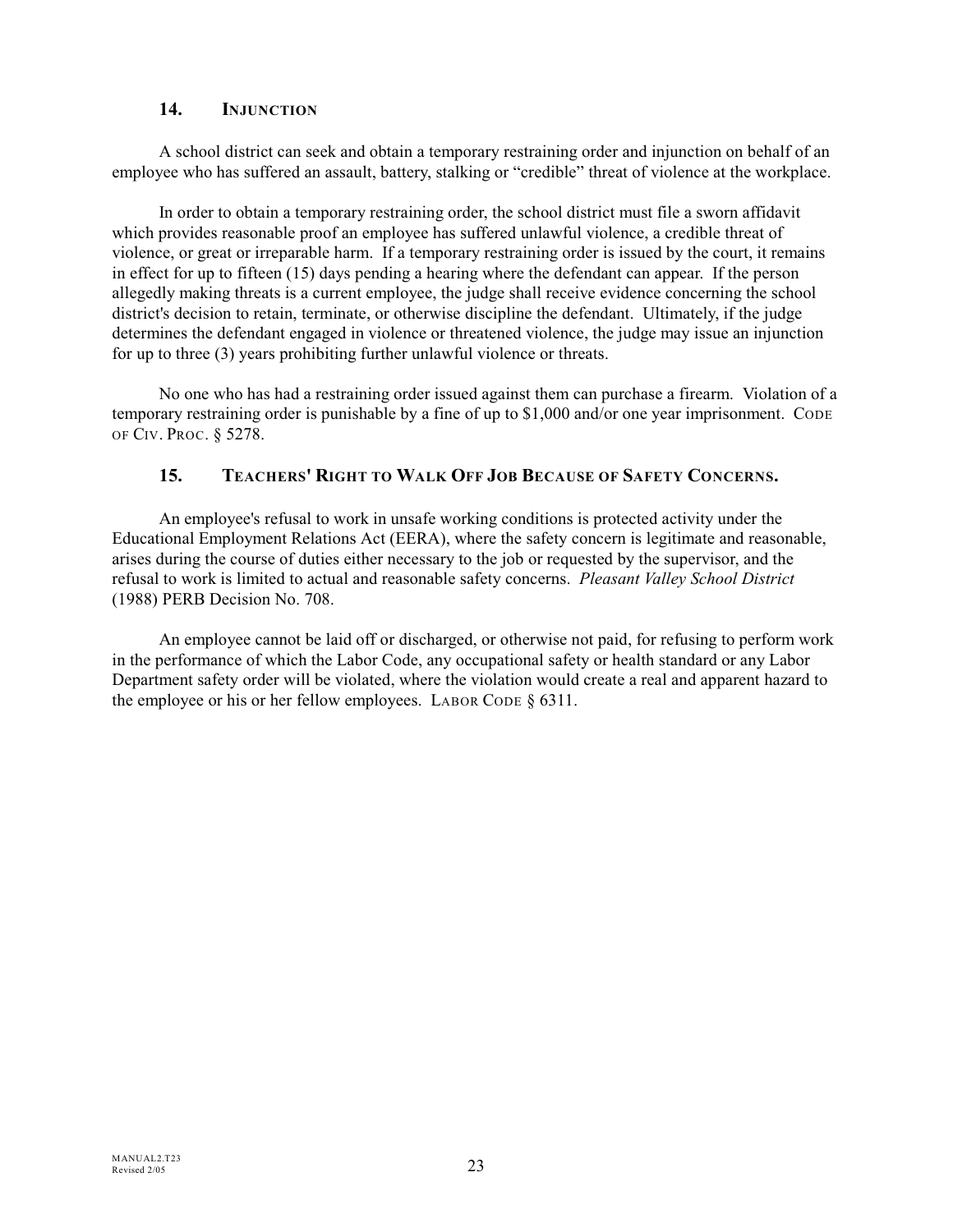### 14. INJUNCTION

A school district can seek and obtain a temporary restraining order and injunction on behalf of an employee who has suffered an assault, battery, stalking or "credible" threat of violence at the workplace.

In order to obtain a temporary restraining order, the school district must file a sworn affidavit which provides reasonable proof an employee has suffered unlawful violence, a credible threat of violence, or great or irreparable harm. If a temporary restraining order is issued by the court, it remains in effect for up to fifteen (15) days pending a hearing where the defendant can appear. If the person allegedly making threats is a current employee, the judge shall receive evidence concerning the school district's decision to retain, terminate, or otherwise discipline the defendant. Ultimately, if the judge determines the defendant engaged in violence or threatened violence, the judge may issue an injunction for up to three (3) years prohibiting further unlawful violence or threats.

No one who has had a restraining order issued against them can purchase a firearm. Violation of a temporary restraining order is punishable by a fine of up to $1,000 and/or one year imprisonment. CODE OF CIV. PROC. § 5278.

### 15. TEACHERS' RIGHT TO WALK OFF JOB BECAUSE OF SAFETY CONCERNS.

An employee's refusal to work in unsafe working conditions is protected activity under the Educational Employment Relations Act (EERA), where the safety concern is legitimate and reasonable, arises during the course of duties either necessary to the job or requested by the supervisor, and the refusal to work is limited to actual and reasonable safety concerns. *Pleasant Valley School District* (1988) PERB Decision No. 708.

An employee cannot be laid off or discharged, or otherwise not paid, for refusing to perform work in the performance of which the Labor Code, any occupational safety or health standard or any Labor Department safety order will be violated, where the violation would create a real and apparent hazard to the employee or his or her fellow employees. LABOR CODE § 6311.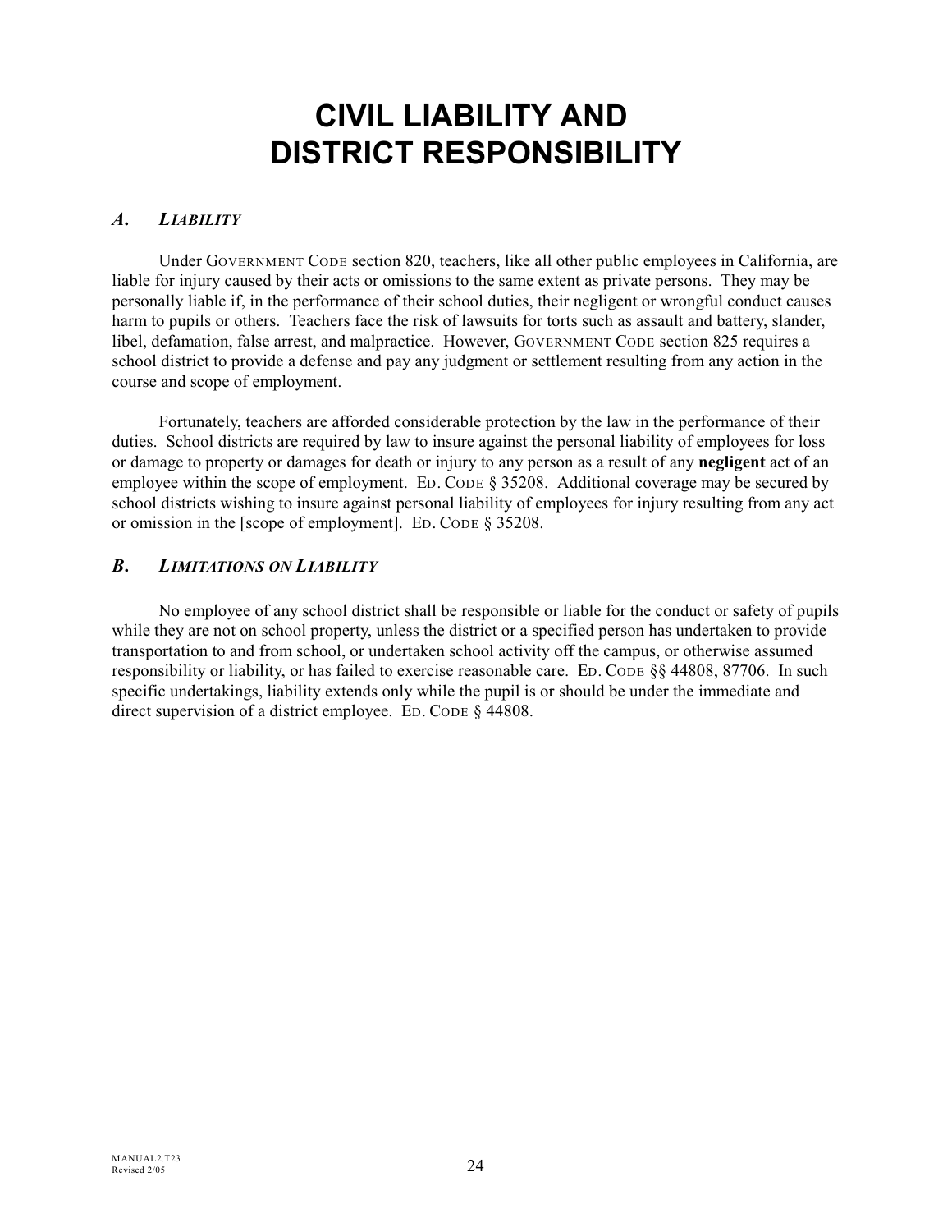# CIVIL LIABILITY AND DISTRICT RESPONSIBILITY

## *A. LIABILITY*

Under GOVERNMENT CODE section 820, teachers, like all other public employees in California, are liable for injury caused by their acts or omissions to the same extent as private persons. They may be personally liable if, in the performance of their school duties, their negligent or wrongful conduct causes harm to pupils or others. Teachers face the risk of lawsuits for torts such as assault and battery, slander, libel, defamation, false arrest, and malpractice. However, GOVERNMENT CODE section 825 requires a school district to provide a defense and pay any judgment or settlement resulting from any action in the course and scope of employment.

Fortunately, teachers are afforded considerable protection by the law in the performance of their duties. School districts are required by law to insure against the personal liability of employees for loss or damage to property or damages for death or injury to any person as a result of any **negligent** act of an employee within the scope of employment. ED. CODE § 35208. Additional coverage may be secured by school districts wishing to insure against personal liability of employees for injury resulting from any act or omission in the [scope of employment]. ED. CODE § 35208.

## *B. LIMITATIONS ON LIABILITY*

No employee of any school district shall be responsible or liable for the conduct or safety of pupils while they are not on school property, unless the district or a specified person has undertaken to provide transportation to and from school, or undertaken school activity off the campus, or otherwise assumed responsibility or liability, or has failed to exercise reasonable care. ED. CODE §§ 44808, 87706. In such specific undertakings, liability extends only while the pupil is or should be under the immediate and direct supervision of a district employee. ED. CODE § 44808.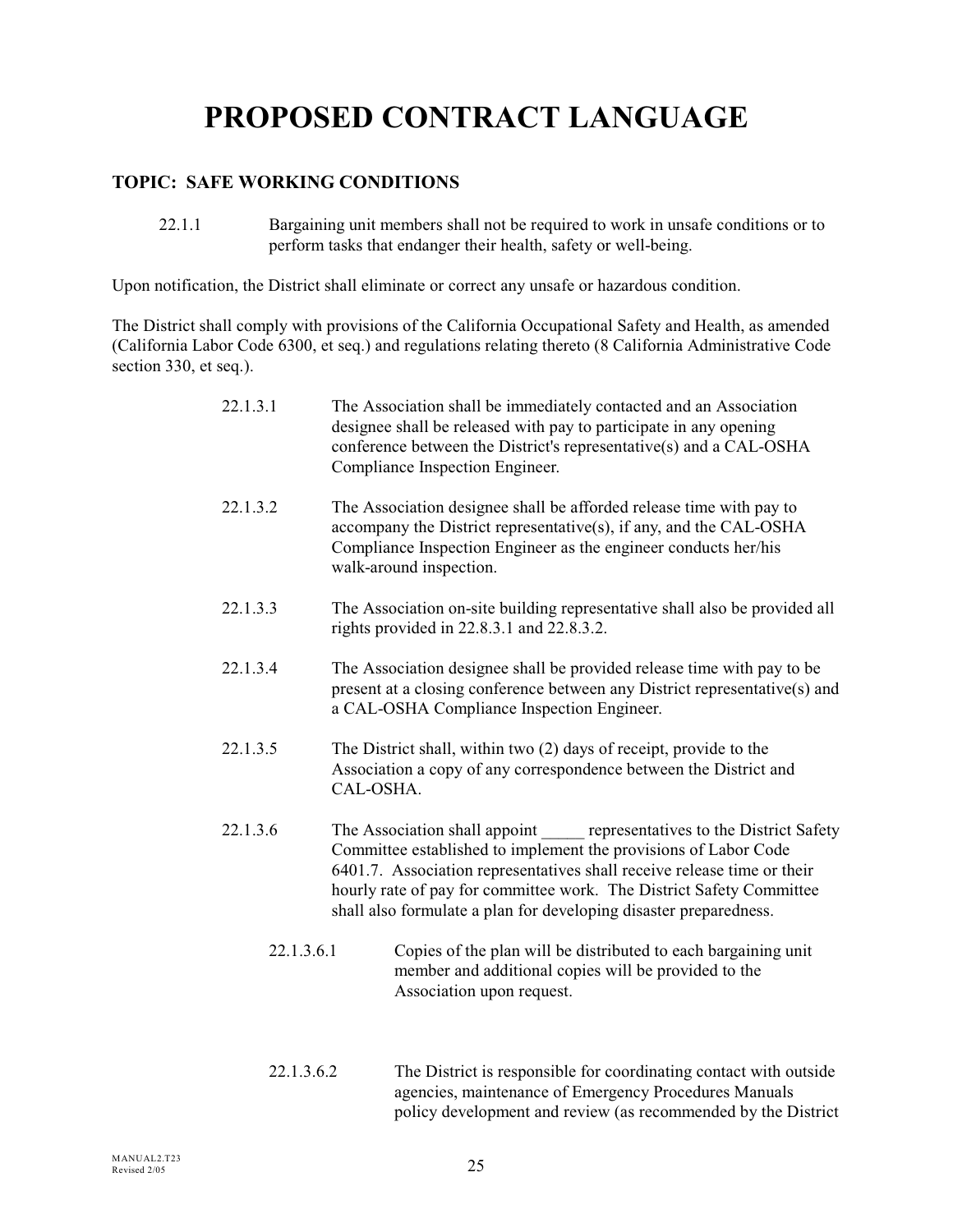# PROPOSED CONTRACT LANGUAGE

## TOPIC: SAFE WORKING CONDITIONS

22.1.1 Bargaining unit members shall not be required to work in unsafe conditions or to perform tasks that endanger their health, safety or well-being.

Upon notification, the District shall eliminate or correct any unsafe or hazardous condition.

The District shall comply with provisions of the California Occupational Safety and Health, as amended (California Labor Code 6300, et seq.) and regulations relating thereto (8 California Administrative Code section 330, et seq.).

22.1.3.1 The Association shall be immediately contacted and an Association designee shall be released with pay to participate in any opening conference between the District's representative(s) and a CAL-OSHA Compliance Inspection Engineer.

22.1.3.2 The Association designee shall be afforded release time with pay to accompany the District representative(s), if any, and the CAL-OSHA Compliance Inspection Engineer as the engineer conducts her/his walk-around inspection.

22.1.3.3 The Association on-site building representative shall also be provided all rights provided in 22.8.3.1 and 22.8.3.2.

22.1.3.4 The Association designee shall be provided release time with pay to be present at a closing conference between any District representative(s) and a CAL-OSHA Compliance Inspection Engineer.

22.1.3.5 The District shall, within two (2) days of receipt, provide to the Association a copy of any correspondence between the District and CAL-OSHA.

22.1.3.6 The Association shall appoint _____ representatives to the District Safety Committee established to implement the provisions of Labor Code 6401.7. Association representatives shall receive release time or their hourly rate of pay for committee work. The District Safety Committee shall also formulate a plan for developing disaster preparedness.

22.1.3.6.1 Copies of the plan will be distributed to each bargaining unit member and additional copies will be provided to the Association upon request.

22.1.3.6.2 The District is responsible for coordinating contact with outside agencies, maintenance of Emergency Procedures Manuals policy development and review (as recommended by the District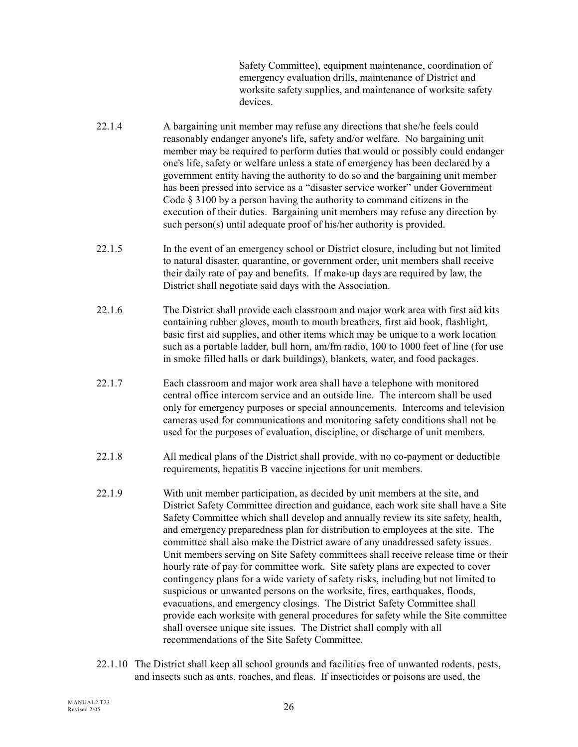Safety Committee), equipment maintenance, coordination of emergency evaluation drills, maintenance of District and worksite safety supplies, and maintenance of worksite safety devices.

22.1.4 A bargaining unit member may refuse any directions that she/he feels could reasonably endanger anyone's life, safety and/or welfare. No bargaining unit member may be required to perform duties that would or possibly could endanger one's life, safety or welfare unless a state of emergency has been declared by a government entity having the authority to do so and the bargaining unit member has been pressed into service as a "disaster service worker" under Government Code § 3100 by a person having the authority to command citizens in the execution of their duties. Bargaining unit members may refuse any direction by such person(s) until adequate proof of his/her authority is provided.

22.1.5 In the event of an emergency school or District closure, including but not limited to natural disaster, quarantine, or government order, unit members shall receive their daily rate of pay and benefits. If make-up days are required by law, the District shall negotiate said days with the Association.

22.1.6 The District shall provide each classroom and major work area with first aid kits containing rubber gloves, mouth to mouth breathers, first aid book, flashlight, basic first aid supplies, and other items which may be unique to a work location such as a portable ladder, bull horn, am/fm radio, 100 to 1000 feet of line (for use in smoke filled halls or dark buildings), blankets, water, and food packages.

22.1.7 Each classroom and major work area shall have a telephone with monitored central office intercom service and an outside line. The intercom shall be used only for emergency purposes or special announcements. Intercoms and television cameras used for communications and monitoring safety conditions shall not be used for the purposes of evaluation, discipline, or discharge of unit members.

22.1.8 All medical plans of the District shall provide, with no co-payment or deductible requirements, hepatitis B vaccine injections for unit members.

22.1.9 With unit member participation, as decided by unit members at the site, and District Safety Committee direction and guidance, each work site shall have a Site Safety Committee which shall develop and annually review its site safety, health, and emergency preparedness plan for distribution to employees at the site. The committee shall also make the District aware of any unaddressed safety issues. Unit members serving on Site Safety committees shall receive release time or their hourly rate of pay for committee work. Site safety plans are expected to cover contingency plans for a wide variety of safety risks, including but not limited to suspicious or unwanted persons on the worksite, fires, earthquakes, floods, evacuations, and emergency closings. The District Safety Committee shall provide each worksite with general procedures for safety while the Site committee shall oversee unique site issues. The District shall comply with all recommendations of the Site Safety Committee.

22.1.10 The District shall keep all school grounds and facilities free of unwanted rodents, pests, and insects such as ants, roaches, and fleas. If insecticides or poisons are used, the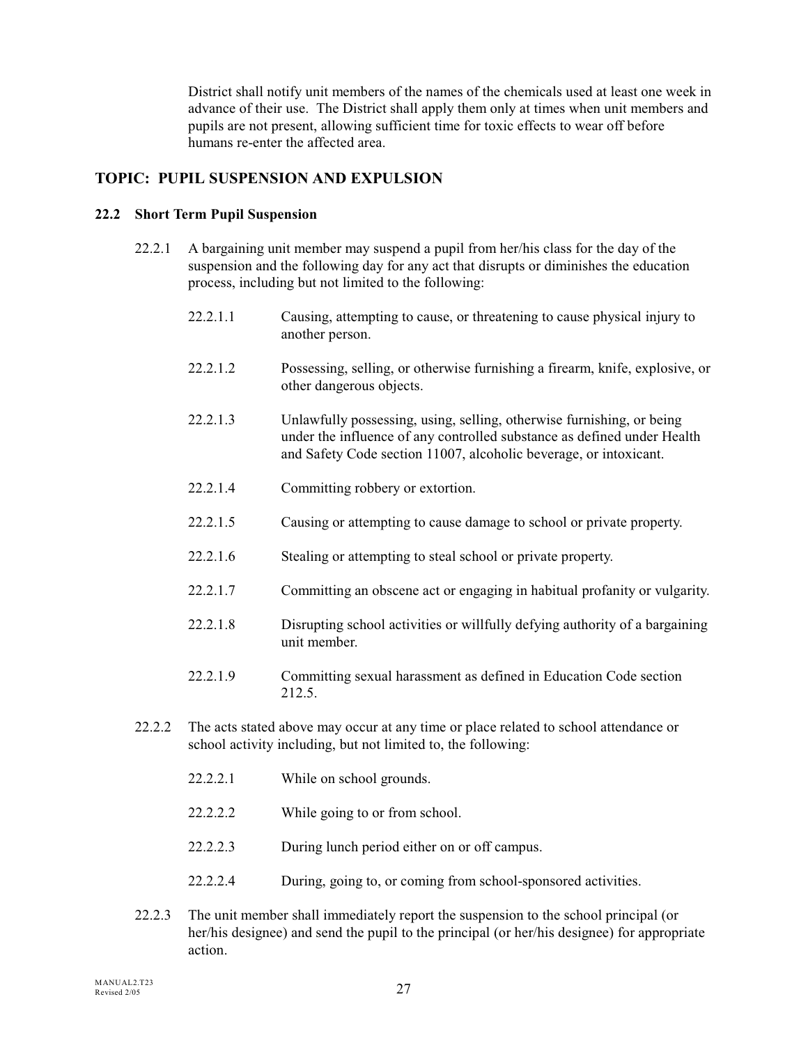District shall notify unit members of the names of the chemicals used at least one week in advance of their use. The District shall apply them only at times when unit members and pupils are not present, allowing sufficient time for toxic effects to wear off before humans re-enter the affected area.

## TOPIC: PUPIL SUSPENSION AND EXPULSION

### 22.2 Short Term Pupil Suspension

22.2.1 A bargaining unit member may suspend a pupil from her/his class for the day of the suspension and the following day for any act that disrupts or diminishes the education process, including but not limited to the following:

- 22.2.1.1 Causing, attempting to cause, or threatening to cause physical injury to another person.
- 22.2.1.2 Possessing, selling, or otherwise furnishing a firearm, knife, explosive, or other dangerous objects.
- 22.2.1.3 Unlawfully possessing, using, selling, otherwise furnishing, or being under the influence of any controlled substance as defined under Health and Safety Code section 11007, alcoholic beverage, or intoxicant.
- 22.2.1.4 Committing robbery or extortion.
- 22.2.1.5 Causing or attempting to cause damage to school or private property.
- 22.2.1.6 Stealing or attempting to steal school or private property.
- 22.2.1.7 Committing an obscene act or engaging in habitual profanity or vulgarity.
- 22.2.1.8 Disrupting school activities or willfully defying authority of a bargaining unit member.
- 22.2.1.9 Committing sexual harassment as defined in Education Code section 212.5.

22.2.2 The acts stated above may occur at any time or place related to school attendance or school activity including, but not limited to, the following:

- 22.2.2.1 While on school grounds.
- 22.2.2.2 While going to or from school.
- 22.2.2.3 During lunch period either on or off campus.
- 22.2.2.4 During, going to, or coming from school-sponsored activities.

22.2.3 The unit member shall immediately report the suspension to the school principal (or her/his designee) and send the pupil to the principal (or her/his designee) for appropriate action.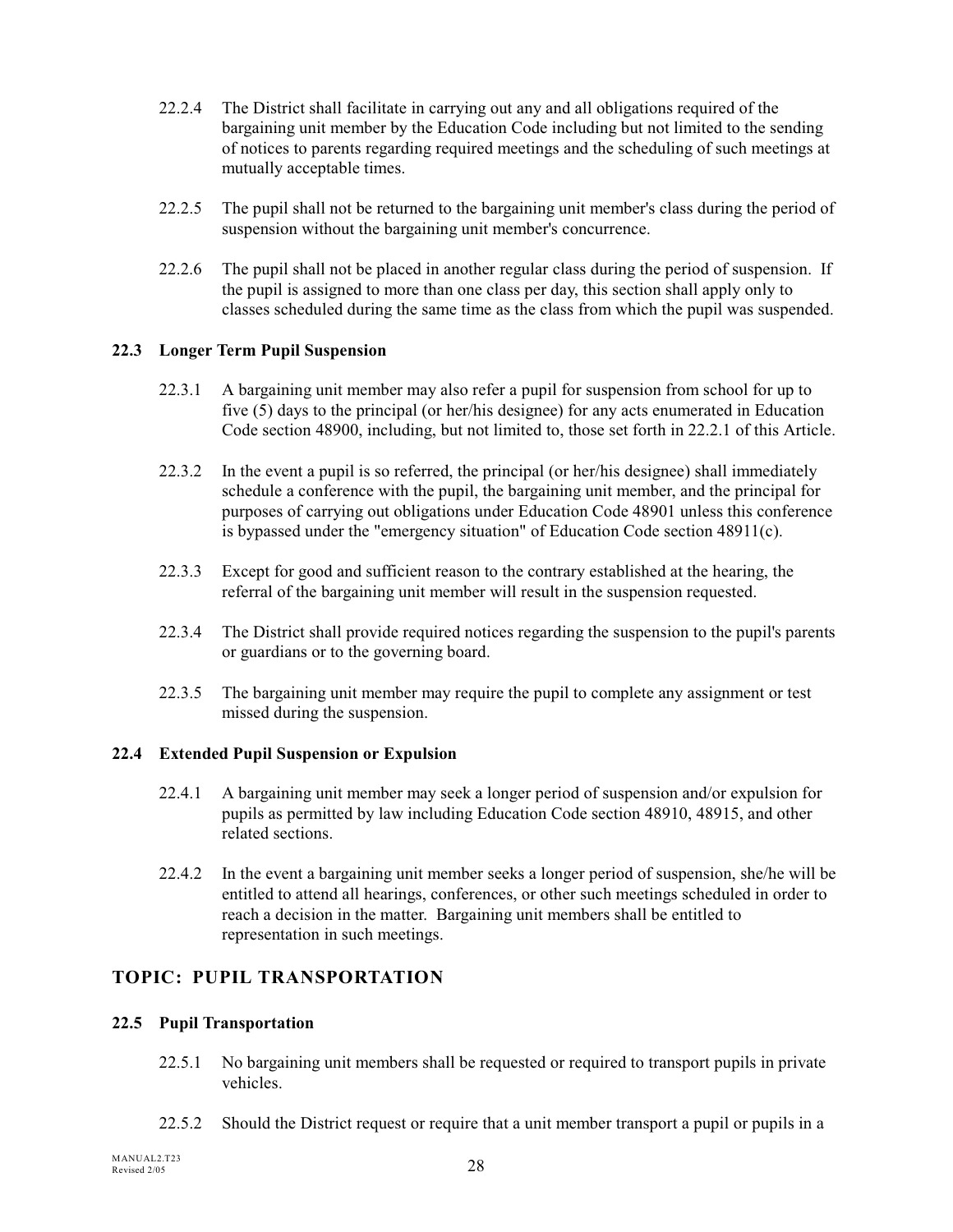22.2.4 The District shall facilitate in carrying out any and all obligations required of the bargaining unit member by the Education Code including but not limited to the sending of notices to parents regarding required meetings and the scheduling of such meetings at mutually acceptable times.

22.2.5 The pupil shall not be returned to the bargaining unit member's class during the period of suspension without the bargaining unit member's concurrence.

22.2.6 The pupil shall not be placed in another regular class during the period of suspension. If the pupil is assigned to more than one class per day, this section shall apply only to classes scheduled during the same time as the class from which the pupil was suspended.

**22.3 Longer Term Pupil Suspension**

22.3.1 A bargaining unit member may also refer a pupil for suspension from school for up to five (5) days to the principal (or her/his designee) for any acts enumerated in Education Code section 48900, including, but not limited to, those set forth in 22.2.1 of this Article.

22.3.2 In the event a pupil is so referred, the principal (or her/his designee) shall immediately schedule a conference with the pupil, the bargaining unit member, and the principal for purposes of carrying out obligations under Education Code 48901 unless this conference is bypassed under the "emergency situation" of Education Code section 48911(c).

22.3.3 Except for good and sufficient reason to the contrary established at the hearing, the referral of the bargaining unit member will result in the suspension requested.

22.3.4 The District shall provide required notices regarding the suspension to the pupil's parents or guardians or to the governing board.

22.3.5 The bargaining unit member may require the pupil to complete any assignment or test missed during the suspension.

**22.4 Extended Pupil Suspension or Expulsion**

22.4.1 A bargaining unit member may seek a longer period of suspension and/or expulsion for pupils as permitted by law including Education Code section 48910, 48915, and other related sections.

22.4.2 In the event a bargaining unit member seeks a longer period of suspension, she/he will be entitled to attend all hearings, conferences, or other such meetings scheduled in order to reach a decision in the matter. Bargaining unit members shall be entitled to representation in such meetings.

## TOPIC: PUPIL TRANSPORTATION

**22.5 Pupil Transportation**

22.5.1 No bargaining unit members shall be requested or required to transport pupils in private vehicles.

22.5.2 Should the District request or require that a unit member transport a pupil or pupils in a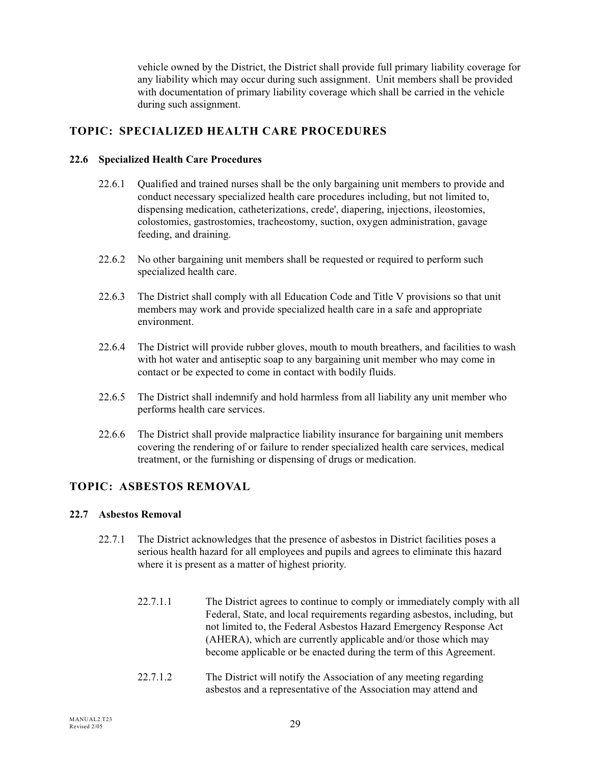vehicle owned by the District, the District shall provide full primary liability coverage for any liability which may occur during such assignment. Unit members shall be provided with documentation of primary liability coverage which shall be carried in the vehicle during such assignment.

## TOPIC: SPECIALIZED HEALTH CARE PROCEDURES

### 22.6 Specialized Health Care Procedures

22.6.1 Qualified and trained nurses shall be the only bargaining unit members to provide and conduct necessary specialized health care procedures including, but not limited to, dispensing medication, catheterizations, crede', diapering, injections, ileostomies, colostomies, gastrostomies, tracheostomy, suction, oxygen administration, gavage feeding, and draining.

22.6.2 No other bargaining unit members shall be requested or required to perform such specialized health care.

22.6.3 The District shall comply with all Education Code and Title V provisions so that unit members may work and provide specialized health care in a safe and appropriate environment.

22.6.4 The District will provide rubber gloves, mouth to mouth breathers, and facilities to wash with hot water and antiseptic soap to any bargaining unit member who may come in contact or be expected to come in contact with bodily fluids.

22.6.5 The District shall indemnify and hold harmless from all liability any unit member who performs health care services.

22.6.6 The District shall provide malpractice liability insurance for bargaining unit members covering the rendering of or failure to render specialized health care services, medical treatment, or the furnishing or dispensing of drugs or medication.

## TOPIC: ASBESTOS REMOVAL

### 22.7 Asbestos Removal

22.7.1 The District acknowledges that the presence of asbestos in District facilities poses a serious health hazard for all employees and pupils and agrees to eliminate this hazard where it is present as a matter of highest priority.

22.7.1.1 The District agrees to continue to comply or immediately comply with all Federal, State, and local requirements regarding asbestos, including, but not limited to, the Federal Asbestos Hazard Emergency Response Act (AHERA), which are currently applicable and/or those which may become applicable or be enacted during the term of this Agreement.

22.7.1.2 The District will notify the Association of any meeting regarding asbestos and a representative of the Association may attend and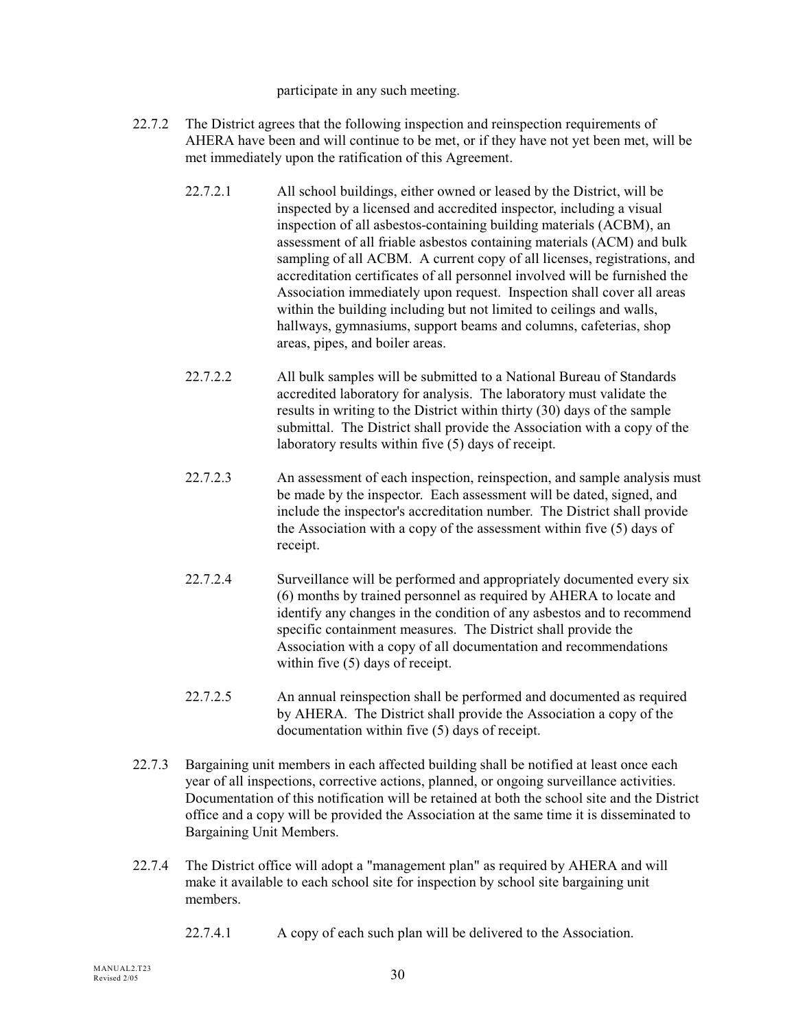participate in any such meeting.

22.7.2 The District agrees that the following inspection and reinspection requirements of AHERA have been and will continue to be met, or if they have not yet been met, will be met immediately upon the ratification of this Agreement.

22.7.2.1 All school buildings, either owned or leased by the District, will be inspected by a licensed and accredited inspector, including a visual inspection of all asbestos-containing building materials (ACBM), an assessment of all friable asbestos containing materials (ACM) and bulk sampling of all ACBM. A current copy of all licenses, registrations, and accreditation certificates of all personnel involved will be furnished the Association immediately upon request. Inspection shall cover all areas within the building including but not limited to ceilings and walls, hallways, gymnasiums, support beams and columns, cafeterias, shop areas, pipes, and boiler areas.

22.7.2.2 All bulk samples will be submitted to a National Bureau of Standards accredited laboratory for analysis. The laboratory must validate the results in writing to the District within thirty (30) days of the sample submittal. The District shall provide the Association with a copy of the laboratory results within five (5) days of receipt.

22.7.2.3 An assessment of each inspection, reinspection, and sample analysis must be made by the inspector. Each assessment will be dated, signed, and include the inspector's accreditation number. The District shall provide the Association with a copy of the assessment within five (5) days of receipt.

22.7.2.4 Surveillance will be performed and appropriately documented every six (6) months by trained personnel as required by AHERA to locate and identify any changes in the condition of any asbestos and to recommend specific containment measures. The District shall provide the Association with a copy of all documentation and recommendations within five (5) days of receipt.

22.7.2.5 An annual reinspection shall be performed and documented as required by AHERA. The District shall provide the Association a copy of the documentation within five (5) days of receipt.

22.7.3 Bargaining unit members in each affected building shall be notified at least once each year of all inspections, corrective actions, planned, or ongoing surveillance activities. Documentation of this notification will be retained at both the school site and the District office and a copy will be provided the Association at the same time it is disseminated to Bargaining Unit Members.

22.7.4 The District office will adopt a "management plan" as required by AHERA and will make it available to each school site for inspection by school site bargaining unit members.

22.7.4.1 A copy of each such plan will be delivered to the Association.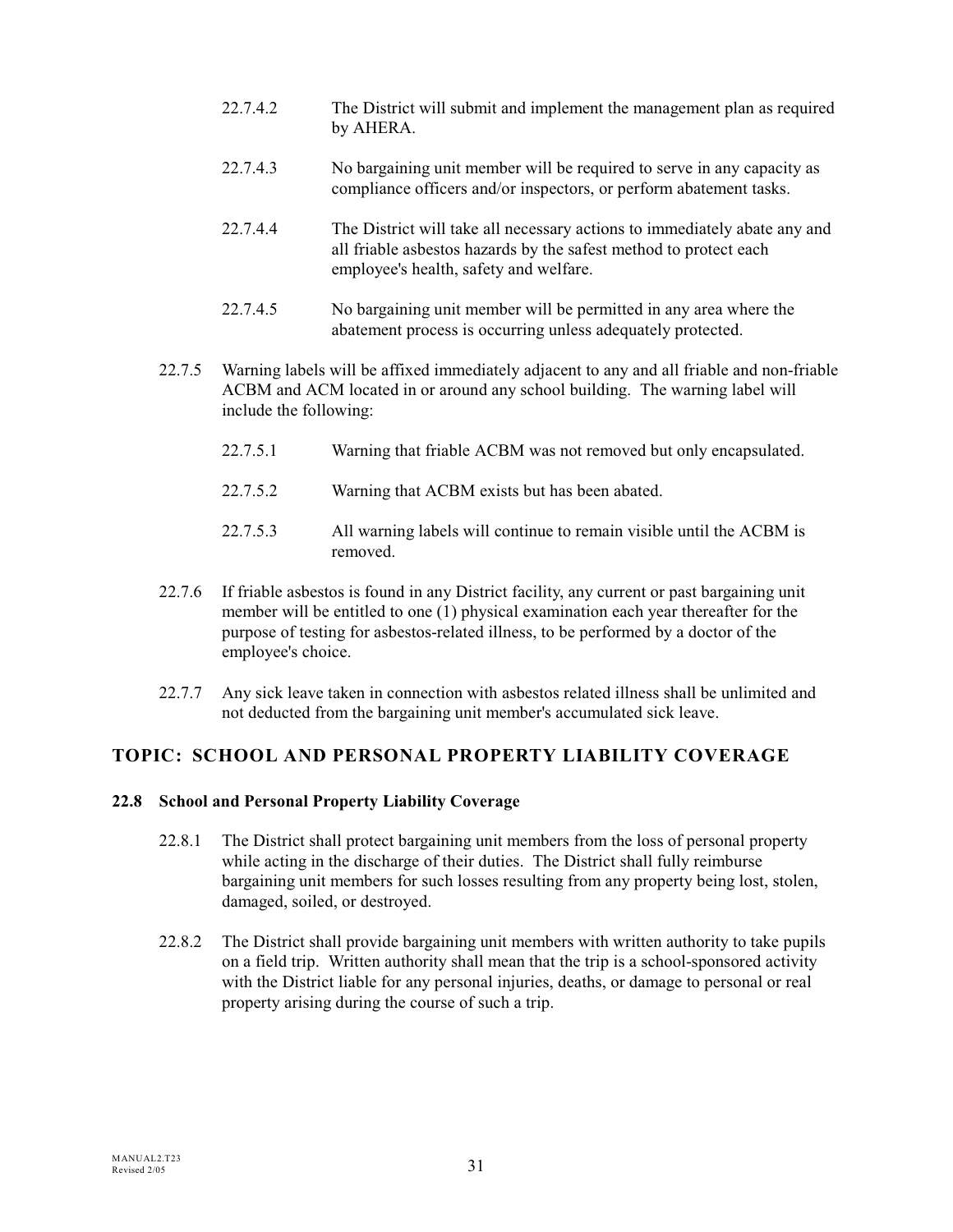22.7.4.2 The District will submit and implement the management plan as required by AHERA.

22.7.4.3 No bargaining unit member will be required to serve in any capacity as compliance officers and/or inspectors, or perform abatement tasks.

22.7.4.4 The District will take all necessary actions to immediately abate any and all friable asbestos hazards by the safest method to protect each employee's health, safety and welfare.

22.7.4.5 No bargaining unit member will be permitted in any area where the abatement process is occurring unless adequately protected.

22.7.5 Warning labels will be affixed immediately adjacent to any and all friable and non-friable ACBM and ACM located in or around any school building. The warning label will include the following:

22.7.5.1 Warning that friable ACBM was not removed but only encapsulated.

22.7.5.2 Warning that ACBM exists but has been abated.

22.7.5.3 All warning labels will continue to remain visible until the ACBM is removed.

22.7.6 If friable asbestos is found in any District facility, any current or past bargaining unit member will be entitled to one (1) physical examination each year thereafter for the purpose of testing for asbestos-related illness, to be performed by a doctor of the employee's choice.

22.7.7 Any sick leave taken in connection with asbestos related illness shall be unlimited and not deducted from the bargaining unit member's accumulated sick leave.

## TOPIC: SCHOOL AND PERSONAL PROPERTY LIABILITY COVERAGE

### 22.8 School and Personal Property Liability Coverage

22.8.1 The District shall protect bargaining unit members from the loss of personal property while acting in the discharge of their duties. The District shall fully reimburse bargaining unit members for such losses resulting from any property being lost, stolen, damaged, soiled, or destroyed.

22.8.2 The District shall provide bargaining unit members with written authority to take pupils on a field trip. Written authority shall mean that the trip is a school-sponsored activity with the District liable for any personal injuries, deaths, or damage to personal or real property arising during the course of such a trip.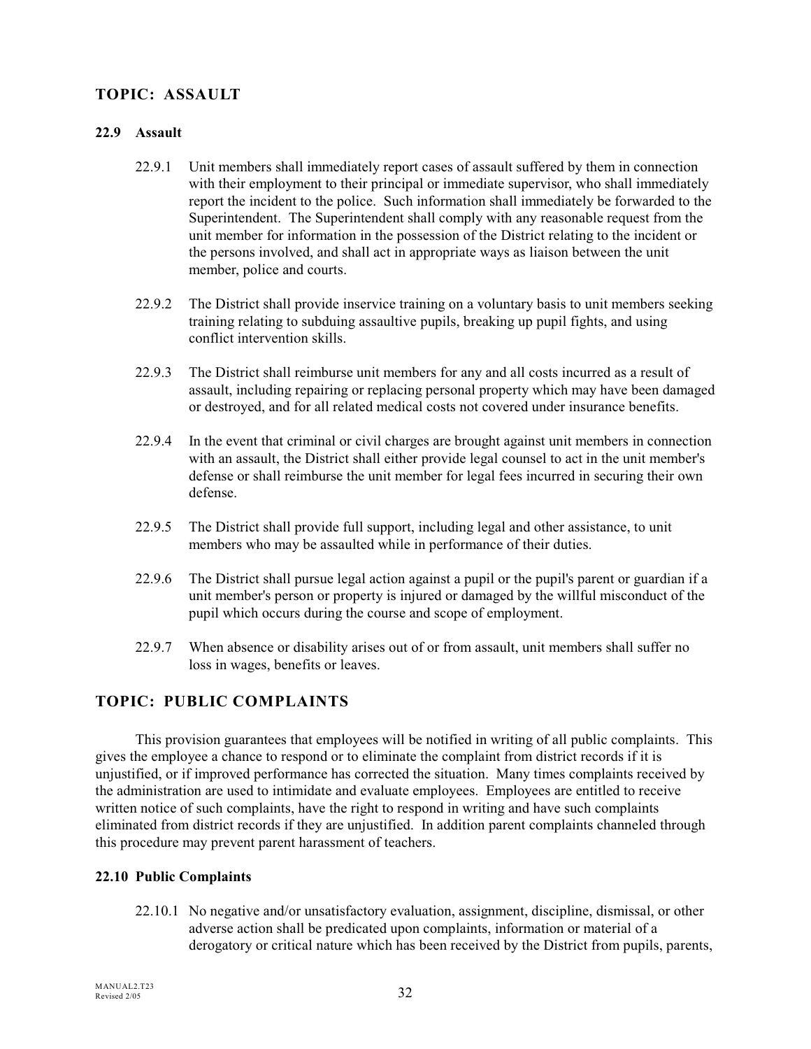## TOPIC: ASSAULT

### 22.9 Assault

22.9.1 Unit members shall immediately report cases of assault suffered by them in connection with their employment to their principal or immediate supervisor, who shall immediately report the incident to the police. Such information shall immediately be forwarded to the Superintendent. The Superintendent shall comply with any reasonable request from the unit member for information in the possession of the District relating to the incident or the persons involved, and shall act in appropriate ways as liaison between the unit member, police and courts.

22.9.2 The District shall provide inservice training on a voluntary basis to unit members seeking training relating to subduing assaultive pupils, breaking up pupil fights, and using conflict intervention skills.

22.9.3 The District shall reimburse unit members for any and all costs incurred as a result of assault, including repairing or replacing personal property which may have been damaged or destroyed, and for all related medical costs not covered under insurance benefits.

22.9.4 In the event that criminal or civil charges are brought against unit members in connection with an assault, the District shall either provide legal counsel to act in the unit member's defense or shall reimburse the unit member for legal fees incurred in securing their own defense.

22.9.5 The District shall provide full support, including legal and other assistance, to unit members who may be assaulted while in performance of their duties.

22.9.6 The District shall pursue legal action against a pupil or the pupil's parent or guardian if a unit member's person or property is injured or damaged by the willful misconduct of the pupil which occurs during the course and scope of employment.

22.9.7 When absence or disability arises out of or from assault, unit members shall suffer no loss in wages, benefits or leaves.

## TOPIC: PUBLIC COMPLAINTS

This provision guarantees that employees will be notified in writing of all public complaints. This gives the employee a chance to respond or to eliminate the complaint from district records if it is unjustified, or if improved performance has corrected the situation. Many times complaints received by the administration are used to intimidate and evaluate employees. Employees are entitled to receive written notice of such complaints, have the right to respond in writing and have such complaints eliminated from district records if they are unjustified. In addition parent complaints channeled through this procedure may prevent parent harassment of teachers.

### 22.10 Public Complaints

22.10.1 No negative and/or unsatisfactory evaluation, assignment, discipline, dismissal, or other adverse action shall be predicated upon complaints, information or material of a derogatory or critical nature which has been received by the District from pupils, parents,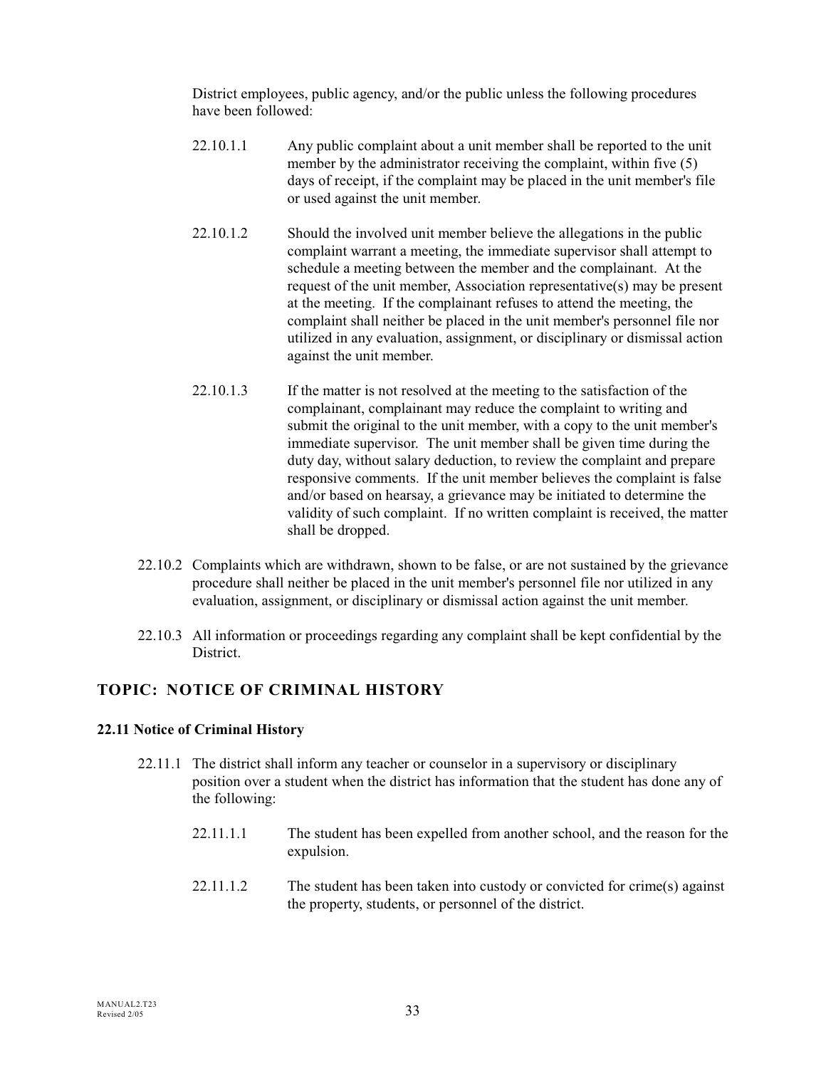District employees, public agency, and/or the public unless the following procedures have been followed:

22.10.1.1 Any public complaint about a unit member shall be reported to the unit member by the administrator receiving the complaint, within five (5) days of receipt, if the complaint may be placed in the unit member's file or used against the unit member.

22.10.1.2 Should the involved unit member believe the allegations in the public complaint warrant a meeting, the immediate supervisor shall attempt to schedule a meeting between the member and the complainant. At the request of the unit member, Association representative(s) may be present at the meeting. If the complainant refuses to attend the meeting, the complaint shall neither be placed in the unit member's personnel file nor utilized in any evaluation, assignment, or disciplinary or dismissal action against the unit member.

22.10.1.3 If the matter is not resolved at the meeting to the satisfaction of the complainant, complainant may reduce the complaint to writing and submit the original to the unit member, with a copy to the unit member's immediate supervisor. The unit member shall be given time during the duty day, without salary deduction, to review the complaint and prepare responsive comments. If the unit member believes the complaint is false and/or based on hearsay, a grievance may be initiated to determine the validity of such complaint. If no written complaint is received, the matter shall be dropped.

22.10.2 Complaints which are withdrawn, shown to be false, or are not sustained by the grievance procedure shall neither be placed in the unit member's personnel file nor utilized in any evaluation, assignment, or disciplinary or dismissal action against the unit member.

22.10.3 All information or proceedings regarding any complaint shall be kept confidential by the District.

## TOPIC: NOTICE OF CRIMINAL HISTORY

### 22.11 Notice of Criminal History

22.11.1 The district shall inform any teacher or counselor in a supervisory or disciplinary position over a student when the district has information that the student has done any of the following:

22.11.1.1 The student has been expelled from another school, and the reason for the expulsion.

22.11.1.2 The student has been taken into custody or convicted for crime(s) against the property, students, or personnel of the district.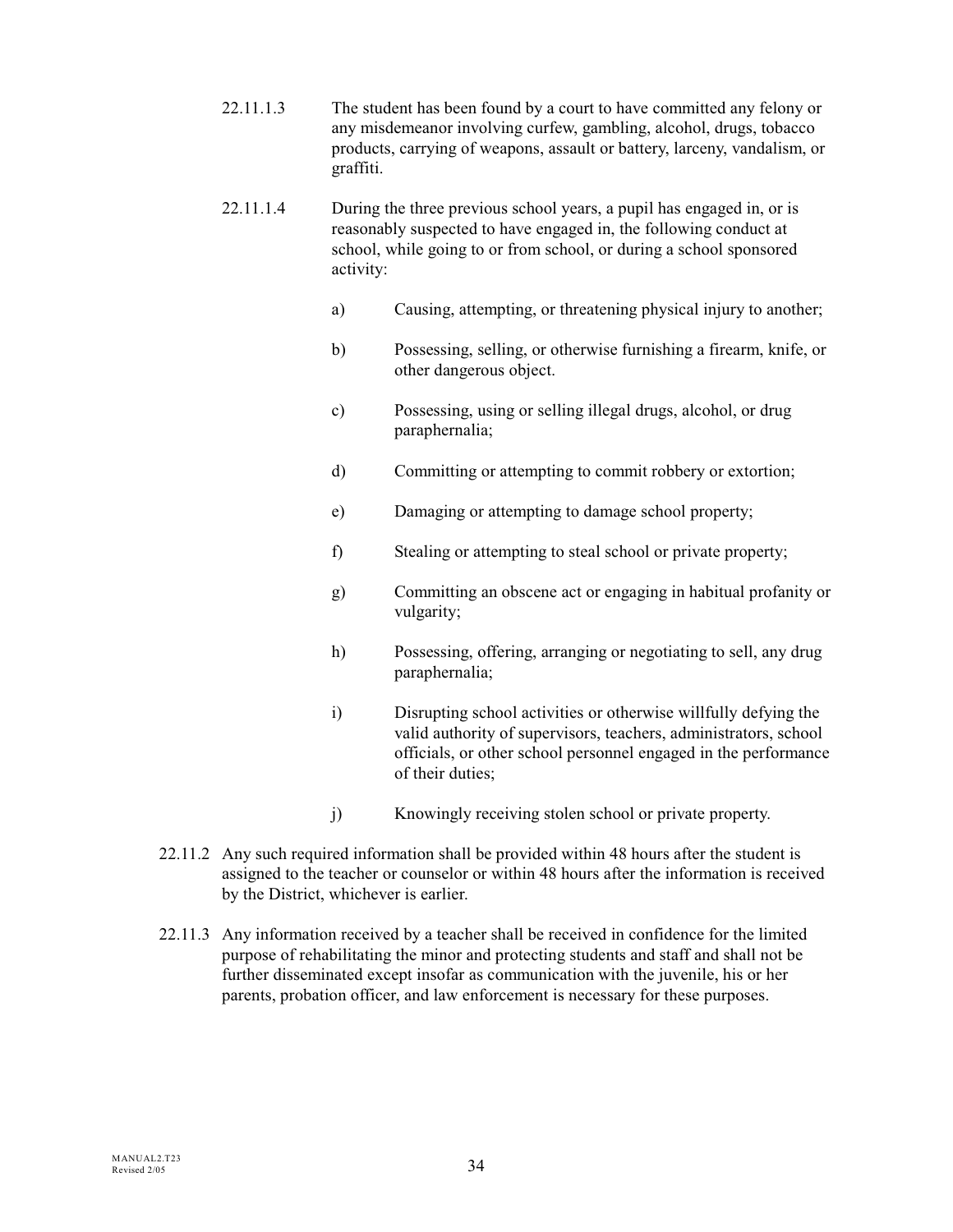22.11.1.3 The student has been found by a court to have committed any felony or any misdemeanor involving curfew, gambling, alcohol, drugs, tobacco products, carrying of weapons, assault or battery, larceny, vandalism, or graffiti.

22.11.1.4 During the three previous school years, a pupil has engaged in, or is reasonably suspected to have engaged in, the following conduct at school, while going to or from school, or during a school sponsored activity:

a) Causing, attempting, or threatening physical injury to another;

b) Possessing, selling, or otherwise furnishing a firearm, knife, or other dangerous object.

c) Possessing, using or selling illegal drugs, alcohol, or drug paraphernalia;

d) Committing or attempting to commit robbery or extortion;

e) Damaging or attempting to damage school property;

f) Stealing or attempting to steal school or private property;

g) Committing an obscene act or engaging in habitual profanity or vulgarity;

h) Possessing, offering, arranging or negotiating to sell, any drug paraphernalia;

i) Disrupting school activities or otherwise willfully defying the valid authority of supervisors, teachers, administrators, school officials, or other school personnel engaged in the performance of their duties;

j) Knowingly receiving stolen school or private property.

22.11.2 Any such required information shall be provided within 48 hours after the student is assigned to the teacher or counselor or within 48 hours after the information is received by the District, whichever is earlier.

22.11.3 Any information received by a teacher shall be received in confidence for the limited purpose of rehabilitating the minor and protecting students and staff and shall not be further disseminated except insofar as communication with the juvenile, his or her parents, probation officer, and law enforcement is necessary for these purposes.

MANUAL2.T23
Revised 2/05